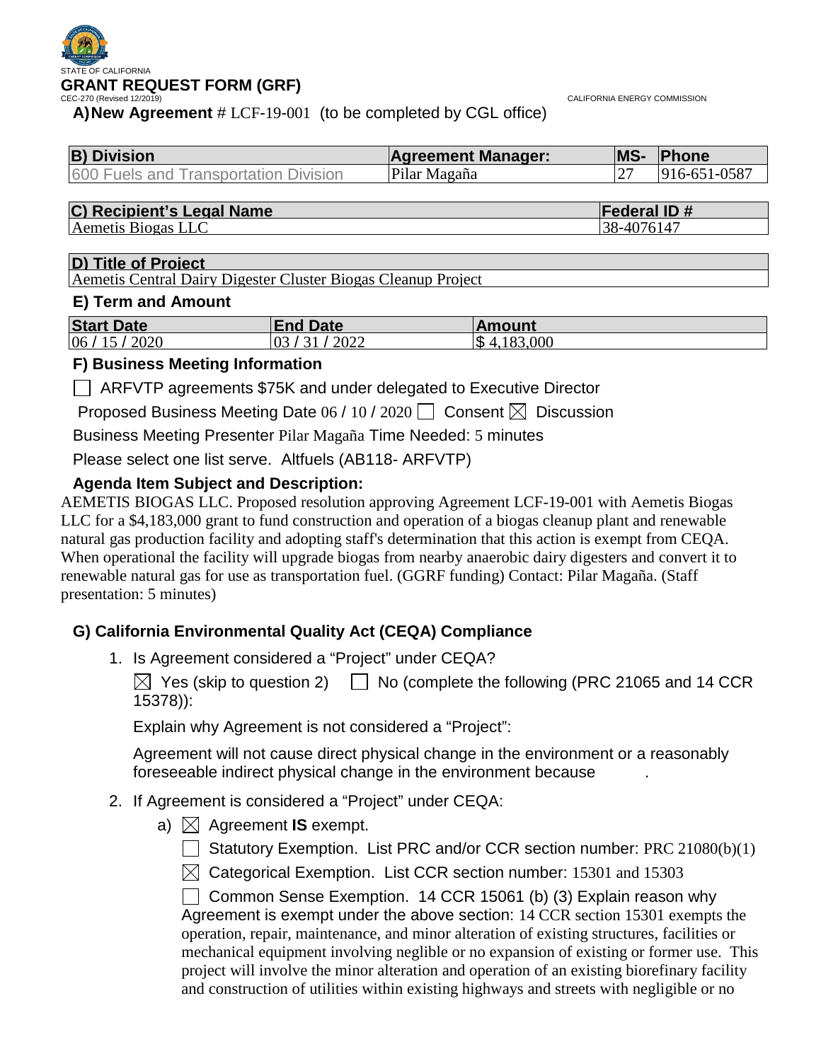STATE OF CALIFORNIA

# GRANT REQUEST FORM (GRF)

CEC-270 (Revised 12/2019) CALIFORNIA ENERGY COMMISSION

**A) New Agreement** # LCF-19-001 (to be completed by CGL office)

| B) Division | Agreement Manager: | MS- | Phone |
|---|---|---|---|
| 600 Fuels and Transportation Division | Pilar Magaña | 27 | 916-651-0587 |

| C) Recipient's Legal Name | Federal ID # |
|---|---|
| Aemetis Biogas LLC | 38-4076147 |

| D) Title of Project |
|---|
| Aemetis Central Dairy Digester Cluster Biogas Cleanup Project |

### E) Term and Amount

| Start Date | End Date | Amount |
|---|---|---|
| 06 / 15 / 2020 | 03 / 31 / 2022 | $ 4,183,000 |

### F) Business Meeting Information

☐ ARFVTP agreements $75K and under delegated to Executive Director

Proposed Business Meeting Date 06 / 10 / 2020 ☐ Consent ☒ Discussion

Business Meeting Presenter Pilar Magaña Time Needed: 5 minutes

Please select one list serve. Altfuels (AB118- ARFVTP)

### Agenda Item Subject and Description:

AEMETIS BIOGAS LLC. Proposed resolution approving Agreement LCF-19-001 with Aemetis Biogas LLC for a $4,183,000 grant to fund construction and operation of a biogas cleanup plant and renewable natural gas production facility and adopting staff's determination that this action is exempt from CEQA. When operational the facility will upgrade biogas from nearby anaerobic dairy digesters and convert it to renewable natural gas for use as transportation fuel. (GGRF funding) Contact: Pilar Magaña. (Staff presentation: 5 minutes)

### G) California Environmental Quality Act (CEQA) Compliance

1. Is Agreement considered a "Project" under CEQA?

   ☒ Yes (skip to question 2) ☐ No (complete the following (PRC 21065 and 14 CCR 15378)):

   Explain why Agreement is not considered a "Project":

   Agreement will not cause direct physical change in the environment or a reasonably foreseeable indirect physical change in the environment because .

2. If Agreement is considered a "Project" under CEQA:

   a) ☒ Agreement **IS** exempt.

      ☐ Statutory Exemption. List PRC and/or CCR section number: PRC 21080(b)(1)

      ☒ Categorical Exemption. List CCR section number: 15301 and 15303

      ☐ Common Sense Exemption. 14 CCR 15061 (b) (3) Explain reason why Agreement is exempt under the above section: 14 CCR section 15301 exempts the operation, repair, maintenance, and minor alteration of existing structures, facilities or mechanical equipment involving neglible or no expansion of existing or former use. This project will involve the minor alteration and operation of an existing biorefinary facility and construction of utilities within existing highways and streets with negligible or no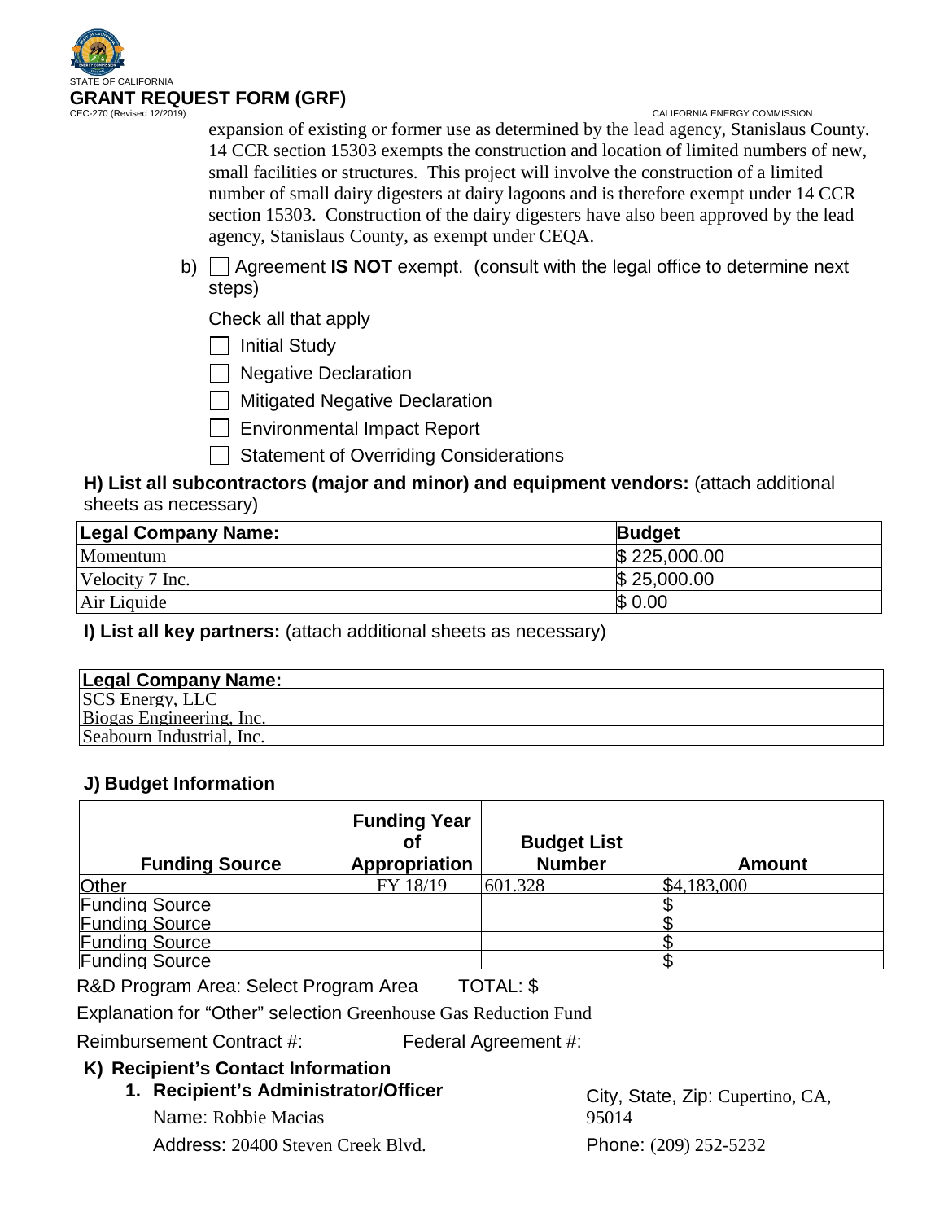expansion of existing or former use as determined by the lead agency, Stanislaus County. 14 CCR section 15303 exempts the construction and location of limited numbers of new, small facilities or structures. This project will involve the construction of a limited number of small dairy digesters at dairy lagoons and is therefore exempt under 14 CCR section 15303. Construction of the dairy digesters have also been approved by the lead agency, Stanislaus County, as exempt under CEQA.

b) ☐ Agreement **IS NOT** exempt. (consult with the legal office to determine next steps)

Check all that apply

☐ Initial Study

☐ Negative Declaration

☐ Mitigated Negative Declaration

☐ Environmental Impact Report

☐ Statement of Overriding Considerations

**H) List all subcontractors (major and minor) and equipment vendors:** (attach additional sheets as necessary)

| Legal Company Name: | Budget |
|---|---|
| Momentum | $ 225,000.00 |
| Velocity 7 Inc. | $ 25,000.00 |
| Air Liquide | $ 0.00 |

**I) List all key partners:** (attach additional sheets as necessary)

| Legal Company Name: |
|---|
| SCS Energy, LLC |
| Biogas Engineering, Inc. |
| Seabourn Industrial, Inc. |

**J) Budget Information**

| Funding Source | Funding Year of Appropriation | Budget List Number | Amount |
|---|---|---|---|
| Other | FY 18/19 | 601.328 | $4,183,000 |
| Funding Source | | | $ |
| Funding Source | | | $ |
| Funding Source | | | $ |
| Funding Source | | | $ |

R&D Program Area: Select Program Area TOTAL: $

Explanation for "Other" selection Greenhouse Gas Reduction Fund

Reimbursement Contract #: Federal Agreement #:

**K) Recipient's Contact Information**

1. **Recipient's Administrator/Officer**

   Name: Robbie Macias

   Address: 20400 Steven Creek Blvd.

   City, State, Zip: Cupertino, CA, 95014

   Phone: (209) 252-5232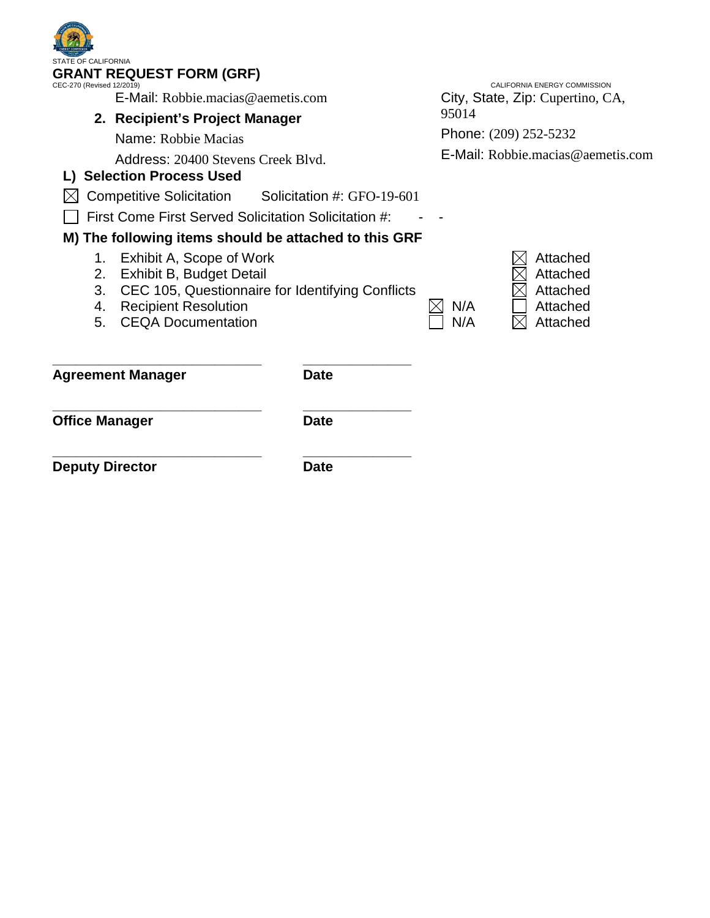STATE OF CALIFORNIA

**GRANT REQUEST FORM (GRF)**

CEC-270 (Revised 12/2019) CALIFORNIA ENERGY COMMISSION

E-Mail: Robbie.macias@aemetis.com

**2. Recipient's Project Manager**

Name: Robbie Macias

Address: 20400 Stevens Creek Blvd.

City, State, Zip: Cupertino, CA, 95014

Phone: (209) 252-5232

E-Mail: Robbie.macias@aemetis.com

**L) Selection Process Used**

☒ Competitive Solicitation Solicitation #: GFO-19-601

☐ First Come First Served Solicitation Solicitation #: - -

**M) The following items should be attached to this GRF**

| # | Item | N/A | Attached |
|---|---|---|---|
| 1. | Exhibit A, Scope of Work | | ☒ Attached |
| 2. | Exhibit B, Budget Detail | | ☒ Attached |
| 3. | CEC 105, Questionnaire for Identifying Conflicts | | ☒ Attached |
| 4. | Recipient Resolution | ☒ N/A | ☐ Attached |
| 5. | CEQA Documentation | ☐ N/A | ☒ Attached |

\_\_\_\_\_\_\_\_\_\_\_\_\_\_\_\_\_\_\_\_\_\_\_\_\_\_\_\_ \_\_\_\_\_\_\_\_\_\_\_\_\_\_

**Agreement Manager** **Date**

\_\_\_\_\_\_\_\_\_\_\_\_\_\_\_\_\_\_\_\_\_\_\_\_\_\_\_\_ \_\_\_\_\_\_\_\_\_\_\_\_\_\_

**Office Manager** **Date**

\_\_\_\_\_\_\_\_\_\_\_\_\_\_\_\_\_\_\_\_\_\_\_\_\_\_\_\_ \_\_\_\_\_\_\_\_\_\_\_\_\_\_

**Deputy Director** **Date**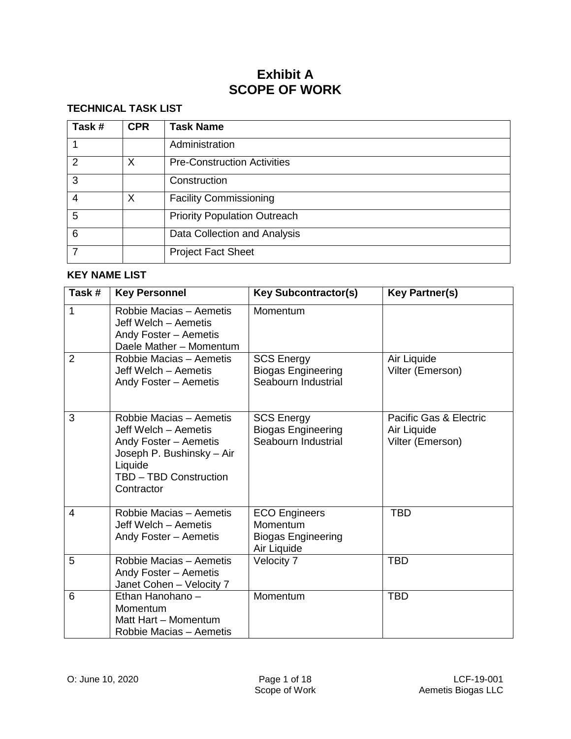# Exhibit A
# SCOPE OF WORK

## TECHNICAL TASK LIST

| Task # | CPR | Task Name |
|---|---|---|
| 1 | | Administration |
| 2 | X | Pre-Construction Activities |
| 3 | | Construction |
| 4 | X | Facility Commissioning |
| 5 | | Priority Population Outreach |
| 6 | | Data Collection and Analysis |
| 7 | | Project Fact Sheet |

## KEY NAME LIST

| Task # | Key Personnel | Key Subcontractor(s) | Key Partner(s) |
|---|---|---|---|
| 1 | Robbie Macias – Aemetis<br>Jeff Welch – Aemetis<br>Andy Foster – Aemetis<br>Daele Mather – Momentum | Momentum | |
| 2 | Robbie Macias – Aemetis<br>Jeff Welch – Aemetis<br>Andy Foster – Aemetis | SCS Energy<br>Biogas Engineering<br>Seabourn Industrial | Air Liquide<br>Vilter (Emerson) |
| 3 | Robbie Macias – Aemetis<br>Jeff Welch – Aemetis<br>Andy Foster – Aemetis<br>Joseph P. Bushinsky – Air Liquide<br>TBD – TBD Construction Contractor | SCS Energy<br>Biogas Engineering<br>Seabourn Industrial | Pacific Gas & Electric<br>Air Liquide<br>Vilter (Emerson) |
| 4 | Robbie Macias – Aemetis<br>Jeff Welch – Aemetis<br>Andy Foster – Aemetis | ECO Engineers<br>Momentum<br>Biogas Engineering<br>Air Liquide | TBD |
| 5 | Robbie Macias – Aemetis<br>Andy Foster – Aemetis<br>Janet Cohen – Velocity 7 | Velocity 7 | TBD |
| 6 | Ethan Hanohano – Momentum<br>Matt Hart – Momentum<br>Robbie Macias – Aemetis | Momentum | TBD |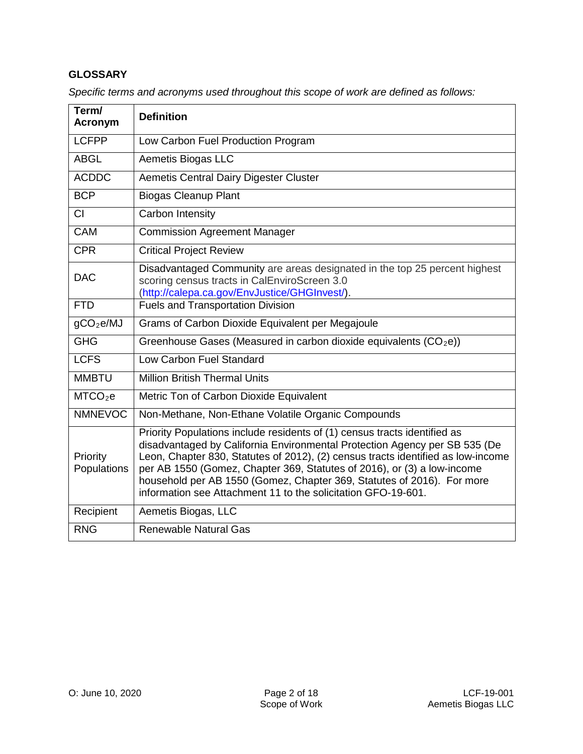## GLOSSARY

*Specific terms and acronyms used throughout this scope of work are defined as follows:*

| Term/ Acronym | Definition |
| --- | --- |
| LCFPP | Low Carbon Fuel Production Program |
| ABGL | Aemetis Biogas LLC |
| ACDDC | Aemetis Central Dairy Digester Cluster |
| BCP | Biogas Cleanup Plant |
| CI | Carbon Intensity |
| CAM | Commission Agreement Manager |
| CPR | Critical Project Review |
| DAC | Disadvantaged Community are areas designated in the top 25 percent highest scoring census tracts in CalEnviroScreen 3.0 (http://calepa.ca.gov/EnvJustice/GHGInvest/). |
| FTD | Fuels and Transportation Division |
| $gCO_2e/MJ$ | Grams of Carbon Dioxide Equivalent per Megajoule |
| GHG | Greenhouse Gases (Measured in carbon dioxide equivalents ($CO_2e$)) |
| LCFS | Low Carbon Fuel Standard |
| MMBTU | Million British Thermal Units |
| $MTCO_2e$ | Metric Ton of Carbon Dioxide Equivalent |
| NMNEVOC | Non-Methane, Non-Ethane Volatile Organic Compounds |
| Priority Populations | Priority Populations include residents of (1) census tracts identified as disadvantaged by California Environmental Protection Agency per SB 535 (De Leon, Chapter 830, Statutes of 2012), (2) census tracts identified as low-income per AB 1550 (Gomez, Chapter 369, Statutes of 2016), or (3) a low-income household per AB 1550 (Gomez, Chapter 369, Statutes of 2016). For more information see Attachment 11 to the solicitation GFO-19-601. |
| Recipient | Aemetis Biogas, LLC |
| RNG | Renewable Natural Gas |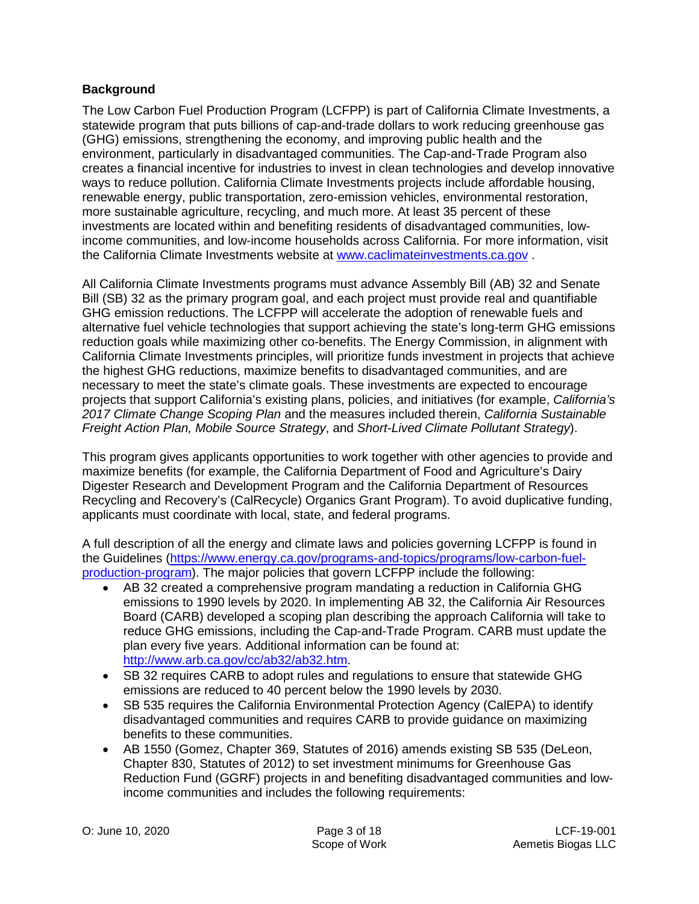**Background**

The Low Carbon Fuel Production Program (LCFPP) is part of California Climate Investments, a statewide program that puts billions of cap-and-trade dollars to work reducing greenhouse gas (GHG) emissions, strengthening the economy, and improving public health and the environment, particularly in disadvantaged communities. The Cap-and-Trade Program also creates a financial incentive for industries to invest in clean technologies and develop innovative ways to reduce pollution. California Climate Investments projects include affordable housing, renewable energy, public transportation, zero-emission vehicles, environmental restoration, more sustainable agriculture, recycling, and much more. At least 35 percent of these investments are located within and benefiting residents of disadvantaged communities, low-income communities, and low-income households across California. For more information, visit the California Climate Investments website at [www.caclimateinvestments.ca.gov](http://www.caclimateinvestments.ca.gov) .

All California Climate Investments programs must advance Assembly Bill (AB) 32 and Senate Bill (SB) 32 as the primary program goal, and each project must provide real and quantifiable GHG emission reductions. The LCFPP will accelerate the adoption of renewable fuels and alternative fuel vehicle technologies that support achieving the state's long-term GHG emissions reduction goals while maximizing other co-benefits. The Energy Commission, in alignment with California Climate Investments principles, will prioritize funds investment in projects that achieve the highest GHG reductions, maximize benefits to disadvantaged communities, and are necessary to meet the state's climate goals. These investments are expected to encourage projects that support California's existing plans, policies, and initiatives (for example, *California's 2017 Climate Change Scoping Plan* and the measures included therein, *California Sustainable Freight Action Plan, Mobile Source Strategy*, and *Short-Lived Climate Pollutant Strategy*).

This program gives applicants opportunities to work together with other agencies to provide and maximize benefits (for example, the California Department of Food and Agriculture's Dairy Digester Research and Development Program and the California Department of Resources Recycling and Recovery's (CalRecycle) Organics Grant Program). To avoid duplicative funding, applicants must coordinate with local, state, and federal programs.

A full description of all the energy and climate laws and policies governing LCFPP is found in the Guidelines ([https://www.energy.ca.gov/programs-and-topics/programs/low-carbon-fuel-production-program](https://www.energy.ca.gov/programs-and-topics/programs/low-carbon-fuel-production-program)). The major policies that govern LCFPP include the following:

- AB 32 created a comprehensive program mandating a reduction in California GHG emissions to 1990 levels by 2020. In implementing AB 32, the California Air Resources Board (CARB) developed a scoping plan describing the approach California will take to reduce GHG emissions, including the Cap-and-Trade Program. CARB must update the plan every five years. Additional information can be found at: [http://www.arb.ca.gov/cc/ab32/ab32.htm](http://www.arb.ca.gov/cc/ab32/ab32.htm).
- SB 32 requires CARB to adopt rules and regulations to ensure that statewide GHG emissions are reduced to 40 percent below the 1990 levels by 2030.
- SB 535 requires the California Environmental Protection Agency (CalEPA) to identify disadvantaged communities and requires CARB to provide guidance on maximizing benefits to these communities.
- AB 1550 (Gomez, Chapter 369, Statutes of 2016) amends existing SB 535 (DeLeon, Chapter 830, Statutes of 2012) to set investment minimums for Greenhouse Gas Reduction Fund (GGRF) projects in and benefiting disadvantaged communities and low-income communities and includes the following requirements: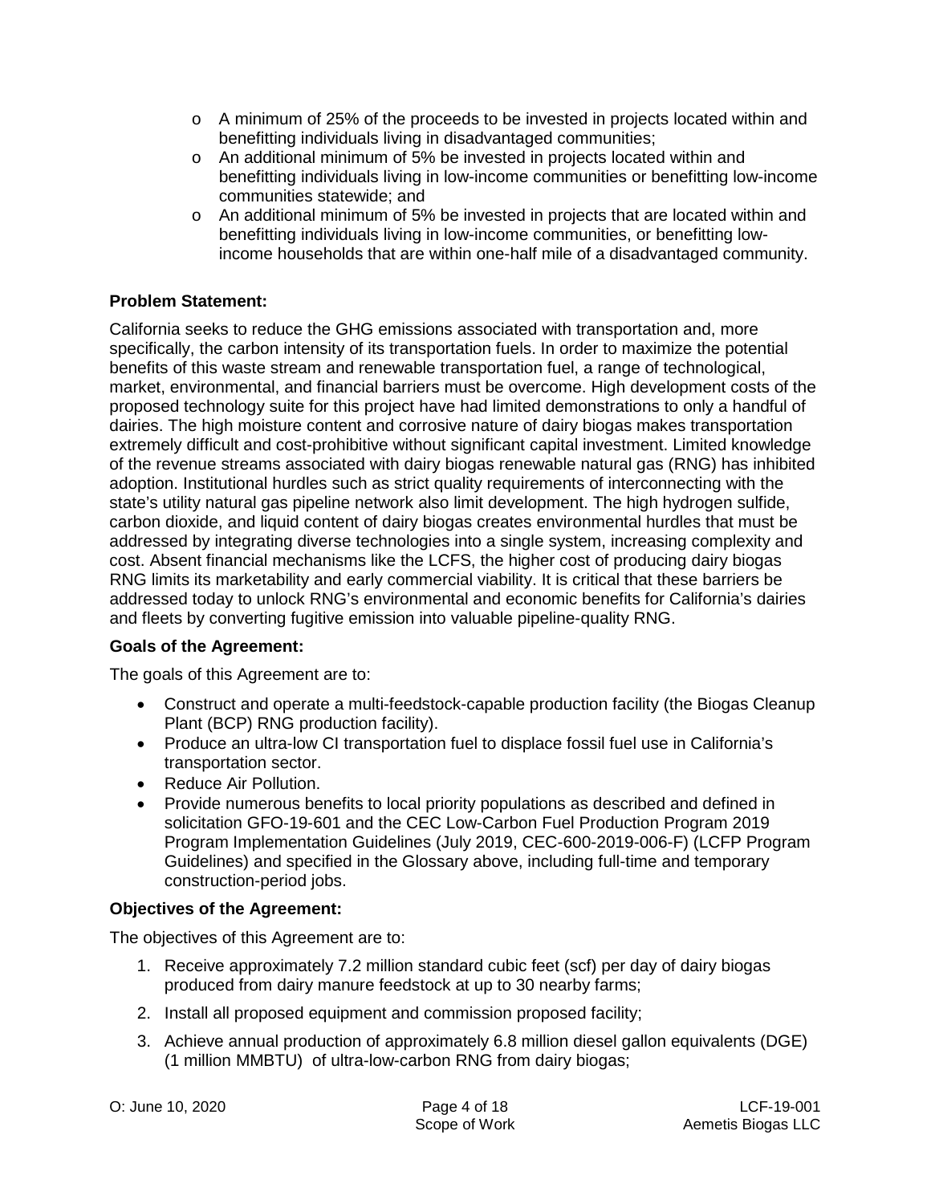- A minimum of 25% of the proceeds to be invested in projects located within and benefitting individuals living in disadvantaged communities;
- An additional minimum of 5% be invested in projects located within and benefitting individuals living in low-income communities or benefitting low-income communities statewide; and
- An additional minimum of 5% be invested in projects that are located within and benefitting individuals living in low-income communities, or benefitting low-income households that are within one-half mile of a disadvantaged community.

**Problem Statement:**

California seeks to reduce the GHG emissions associated with transportation and, more specifically, the carbon intensity of its transportation fuels. In order to maximize the potential benefits of this waste stream and renewable transportation fuel, a range of technological, market, environmental, and financial barriers must be overcome. High development costs of the proposed technology suite for this project have had limited demonstrations to only a handful of dairies. The high moisture content and corrosive nature of dairy biogas makes transportation extremely difficult and cost-prohibitive without significant capital investment. Limited knowledge of the revenue streams associated with dairy biogas renewable natural gas (RNG) has inhibited adoption. Institutional hurdles such as strict quality requirements of interconnecting with the state's utility natural gas pipeline network also limit development. The high hydrogen sulfide, carbon dioxide, and liquid content of dairy biogas creates environmental hurdles that must be addressed by integrating diverse technologies into a single system, increasing complexity and cost. Absent financial mechanisms like the LCFS, the higher cost of producing dairy biogas RNG limits its marketability and early commercial viability. It is critical that these barriers be addressed today to unlock RNG's environmental and economic benefits for California's dairies and fleets by converting fugitive emission into valuable pipeline-quality RNG.

**Goals of the Agreement:**

The goals of this Agreement are to:

- Construct and operate a multi-feedstock-capable production facility (the Biogas Cleanup Plant (BCP) RNG production facility).
- Produce an ultra-low CI transportation fuel to displace fossil fuel use in California's transportation sector.
- Reduce Air Pollution.
- Provide numerous benefits to local priority populations as described and defined in solicitation GFO-19-601 and the CEC Low-Carbon Fuel Production Program 2019 Program Implementation Guidelines (July 2019, CEC-600-2019-006-F) (LCFP Program Guidelines) and specified in the Glossary above, including full-time and temporary construction-period jobs.

**Objectives of the Agreement:**

The objectives of this Agreement are to:

1. Receive approximately 7.2 million standard cubic feet (scf) per day of dairy biogas produced from dairy manure feedstock at up to 30 nearby farms;
2. Install all proposed equipment and commission proposed facility;
3. Achieve annual production of approximately 6.8 million diesel gallon equivalents (DGE) (1 million MMBTU) of ultra-low-carbon RNG from dairy biogas;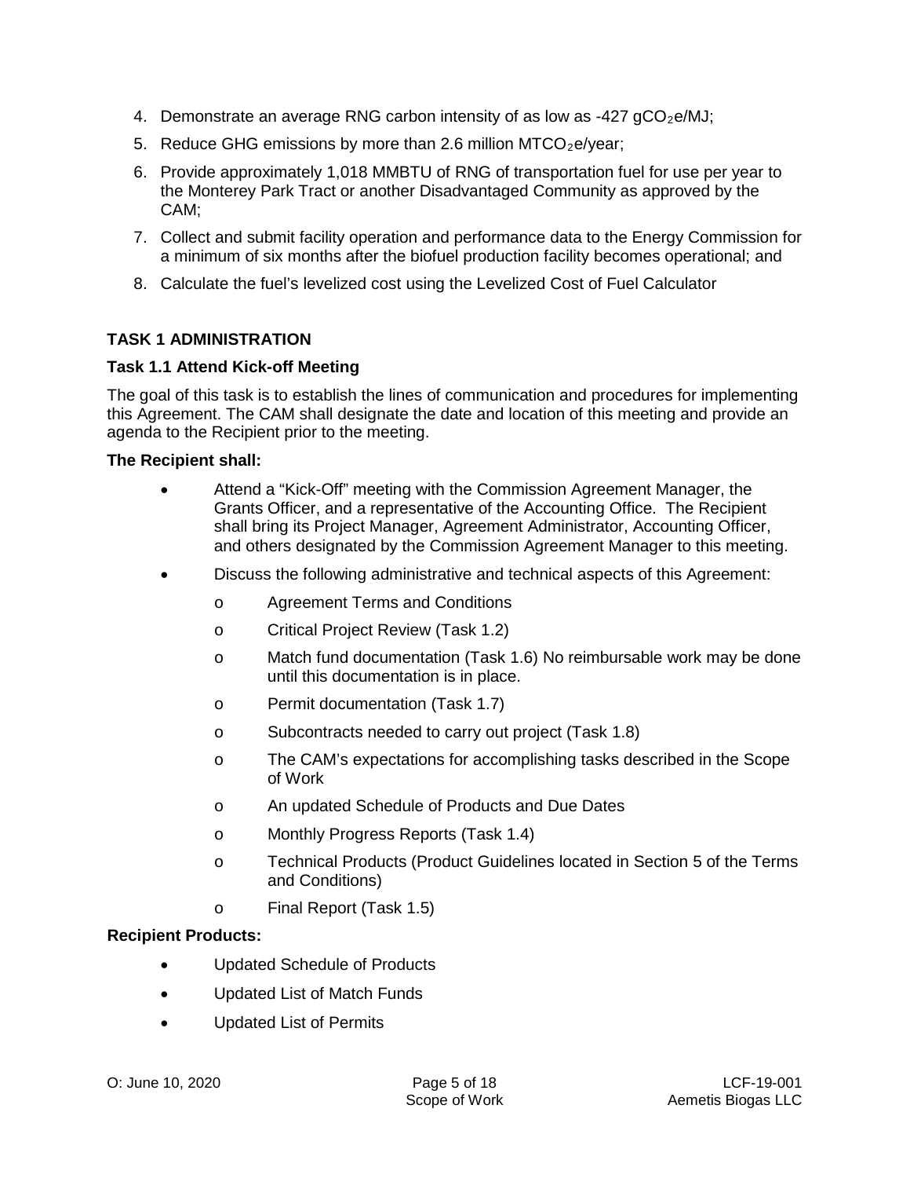4. Demonstrate an average RNG carbon intensity of as low as -427 $gCO_2e/MJ$;
5. Reduce GHG emissions by more than 2.6 million $MTCO_2e$/year;
6. Provide approximately 1,018 MMBTU of RNG of transportation fuel for use per year to the Monterey Park Tract or another Disadvantaged Community as approved by the CAM;
7. Collect and submit facility operation and performance data to the Energy Commission for a minimum of six months after the biofuel production facility becomes operational; and
8. Calculate the fuel's levelized cost using the Levelized Cost of Fuel Calculator

## TASK 1 ADMINISTRATION

### Task 1.1 Attend Kick-off Meeting

The goal of this task is to establish the lines of communication and procedures for implementing this Agreement. The CAM shall designate the date and location of this meeting and provide an agenda to the Recipient prior to the meeting.

**The Recipient shall:**

- Attend a "Kick-Off" meeting with the Commission Agreement Manager, the Grants Officer, and a representative of the Accounting Office. The Recipient shall bring its Project Manager, Agreement Administrator, Accounting Officer, and others designated by the Commission Agreement Manager to this meeting.
- Discuss the following administrative and technical aspects of this Agreement:
    - Agreement Terms and Conditions
    - Critical Project Review (Task 1.2)
    - Match fund documentation (Task 1.6) No reimbursable work may be done until this documentation is in place.
    - Permit documentation (Task 1.7)
    - Subcontracts needed to carry out project (Task 1.8)
    - The CAM's expectations for accomplishing tasks described in the Scope of Work
    - An updated Schedule of Products and Due Dates
    - Monthly Progress Reports (Task 1.4)
    - Technical Products (Product Guidelines located in Section 5 of the Terms and Conditions)
    - Final Report (Task 1.5)

**Recipient Products:**

- Updated Schedule of Products
- Updated List of Match Funds
- Updated List of Permits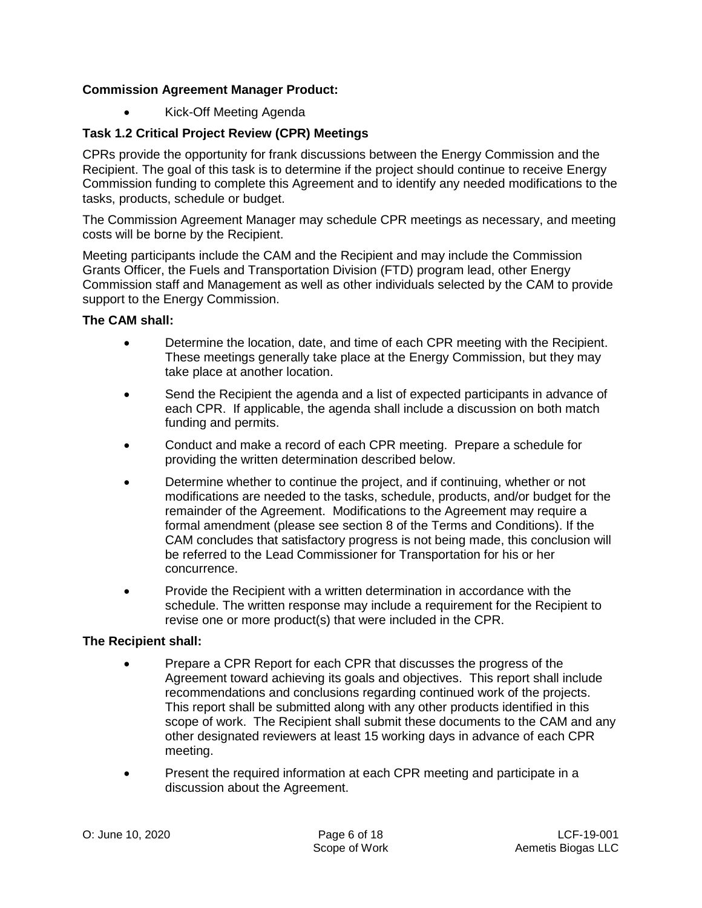**Commission Agreement Manager Product:**

- Kick-Off Meeting Agenda

### Task 1.2 Critical Project Review (CPR) Meetings

CPRs provide the opportunity for frank discussions between the Energy Commission and the Recipient. The goal of this task is to determine if the project should continue to receive Energy Commission funding to complete this Agreement and to identify any needed modifications to the tasks, products, schedule or budget.

The Commission Agreement Manager may schedule CPR meetings as necessary, and meeting costs will be borne by the Recipient.

Meeting participants include the CAM and the Recipient and may include the Commission Grants Officer, the Fuels and Transportation Division (FTD) program lead, other Energy Commission staff and Management as well as other individuals selected by the CAM to provide support to the Energy Commission.

**The CAM shall:**

- Determine the location, date, and time of each CPR meeting with the Recipient. These meetings generally take place at the Energy Commission, but they may take place at another location.
- Send the Recipient the agenda and a list of expected participants in advance of each CPR. If applicable, the agenda shall include a discussion on both match funding and permits.
- Conduct and make a record of each CPR meeting. Prepare a schedule for providing the written determination described below.
- Determine whether to continue the project, and if continuing, whether or not modifications are needed to the tasks, schedule, products, and/or budget for the remainder of the Agreement. Modifications to the Agreement may require a formal amendment (please see section 8 of the Terms and Conditions). If the CAM concludes that satisfactory progress is not being made, this conclusion will be referred to the Lead Commissioner for Transportation for his or her concurrence.
- Provide the Recipient with a written determination in accordance with the schedule. The written response may include a requirement for the Recipient to revise one or more product(s) that were included in the CPR.

**The Recipient shall:**

- Prepare a CPR Report for each CPR that discusses the progress of the Agreement toward achieving its goals and objectives. This report shall include recommendations and conclusions regarding continued work of the projects. This report shall be submitted along with any other products identified in this scope of work. The Recipient shall submit these documents to the CAM and any other designated reviewers at least 15 working days in advance of each CPR meeting.
- Present the required information at each CPR meeting and participate in a discussion about the Agreement.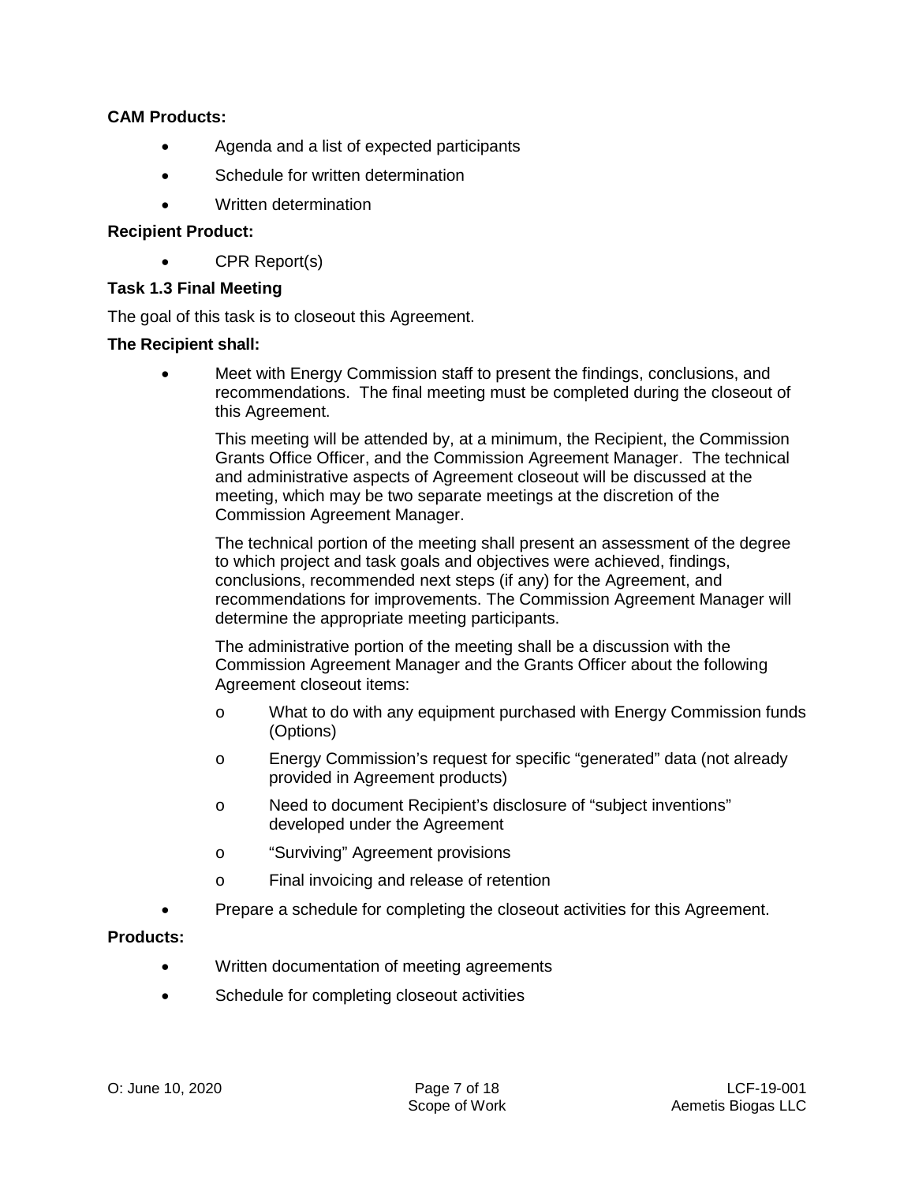**CAM Products:**

- Agenda and a list of expected participants
- Schedule for written determination
- Written determination

**Recipient Product:**

- CPR Report(s)

**Task 1.3 Final Meeting**

The goal of this task is to closeout this Agreement.

**The Recipient shall:**

- Meet with Energy Commission staff to present the findings, conclusions, and recommendations. The final meeting must be completed during the closeout of this Agreement.

  This meeting will be attended by, at a minimum, the Recipient, the Commission Grants Office Officer, and the Commission Agreement Manager. The technical and administrative aspects of Agreement closeout will be discussed at the meeting, which may be two separate meetings at the discretion of the Commission Agreement Manager.

  The technical portion of the meeting shall present an assessment of the degree to which project and task goals and objectives were achieved, findings, conclusions, recommended next steps (if any) for the Agreement, and recommendations for improvements. The Commission Agreement Manager will determine the appropriate meeting participants.

  The administrative portion of the meeting shall be a discussion with the Commission Agreement Manager and the Grants Officer about the following Agreement closeout items:

  - What to do with any equipment purchased with Energy Commission funds (Options)
  - Energy Commission's request for specific "generated" data (not already provided in Agreement products)
  - Need to document Recipient's disclosure of "subject inventions" developed under the Agreement
  - "Surviving" Agreement provisions
  - Final invoicing and release of retention

- Prepare a schedule for completing the closeout activities for this Agreement.

**Products:**

- Written documentation of meeting agreements
- Schedule for completing closeout activities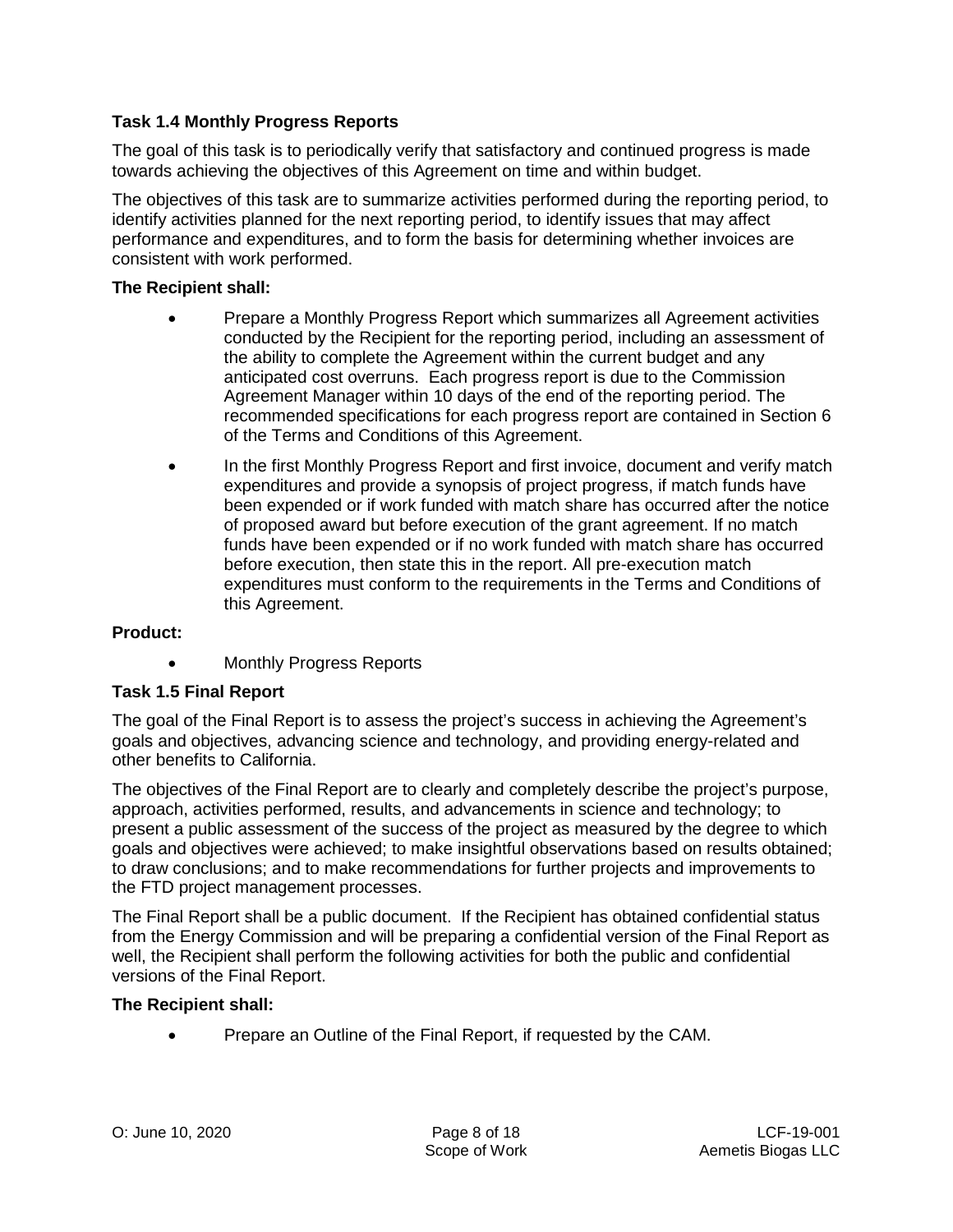### Task 1.4 Monthly Progress Reports

The goal of this task is to periodically verify that satisfactory and continued progress is made towards achieving the objectives of this Agreement on time and within budget.

The objectives of this task are to summarize activities performed during the reporting period, to identify activities planned for the next reporting period, to identify issues that may affect performance and expenditures, and to form the basis for determining whether invoices are consistent with work performed.

**The Recipient shall:**

- Prepare a Monthly Progress Report which summarizes all Agreement activities conducted by the Recipient for the reporting period, including an assessment of the ability to complete the Agreement within the current budget and any anticipated cost overruns. Each progress report is due to the Commission Agreement Manager within 10 days of the end of the reporting period. The recommended specifications for each progress report are contained in Section 6 of the Terms and Conditions of this Agreement.
- In the first Monthly Progress Report and first invoice, document and verify match expenditures and provide a synopsis of project progress, if match funds have been expended or if work funded with match share has occurred after the notice of proposed award but before execution of the grant agreement. If no match funds have been expended or if no work funded with match share has occurred before execution, then state this in the report. All pre-execution match expenditures must conform to the requirements in the Terms and Conditions of this Agreement.

**Product:**

- Monthly Progress Reports

### Task 1.5 Final Report

The goal of the Final Report is to assess the project's success in achieving the Agreement's goals and objectives, advancing science and technology, and providing energy-related and other benefits to California.

The objectives of the Final Report are to clearly and completely describe the project's purpose, approach, activities performed, results, and advancements in science and technology; to present a public assessment of the success of the project as measured by the degree to which goals and objectives were achieved; to make insightful observations based on results obtained; to draw conclusions; and to make recommendations for further projects and improvements to the FTD project management processes.

The Final Report shall be a public document. If the Recipient has obtained confidential status from the Energy Commission and will be preparing a confidential version of the Final Report as well, the Recipient shall perform the following activities for both the public and confidential versions of the Final Report.

**The Recipient shall:**

- Prepare an Outline of the Final Report, if requested by the CAM.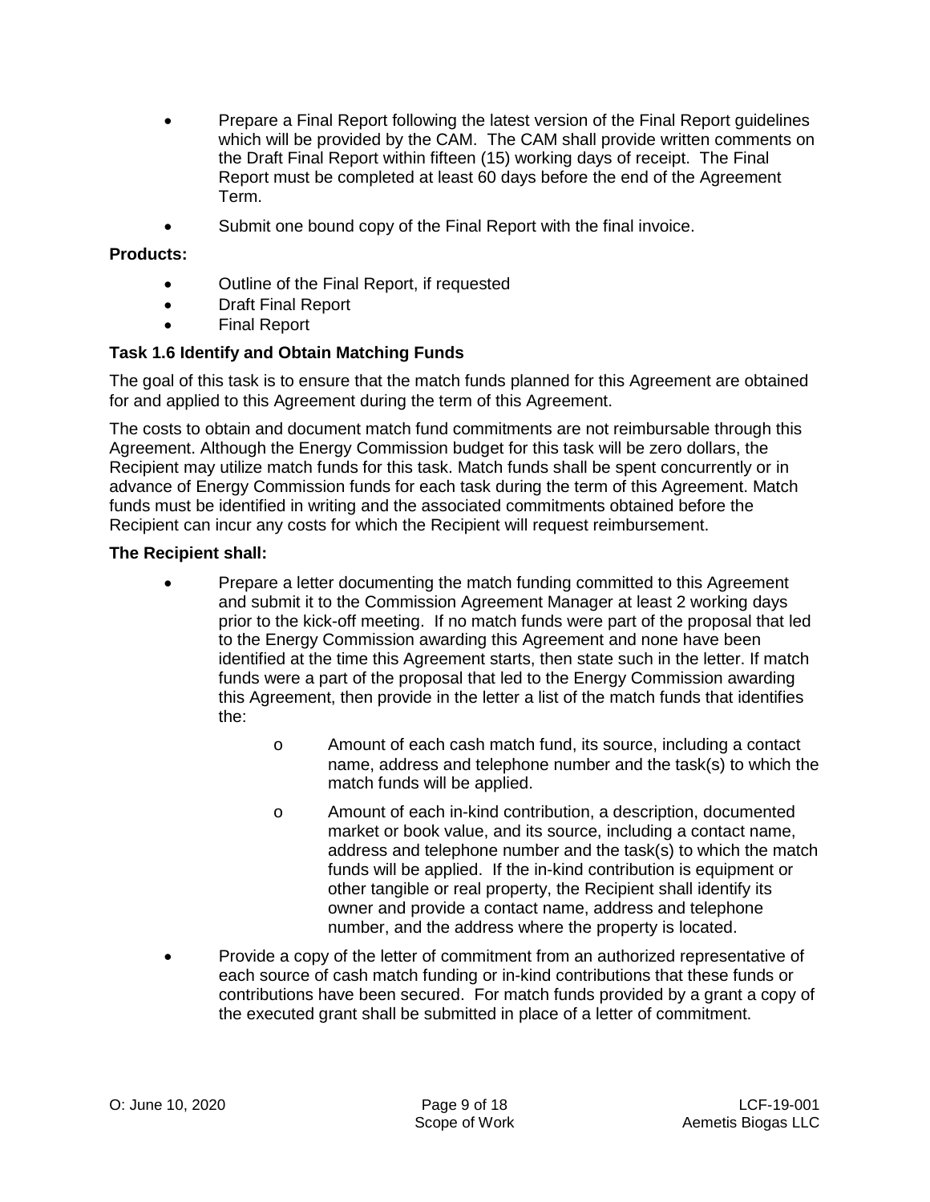- Prepare a Final Report following the latest version of the Final Report guidelines which will be provided by the CAM. The CAM shall provide written comments on the Draft Final Report within fifteen (15) working days of receipt. The Final Report must be completed at least 60 days before the end of the Agreement Term.
- Submit one bound copy of the Final Report with the final invoice.

**Products:**

- Outline of the Final Report, if requested
- Draft Final Report
- Final Report

**Task 1.6 Identify and Obtain Matching Funds**

The goal of this task is to ensure that the match funds planned for this Agreement are obtained for and applied to this Agreement during the term of this Agreement.

The costs to obtain and document match fund commitments are not reimbursable through this Agreement. Although the Energy Commission budget for this task will be zero dollars, the Recipient may utilize match funds for this task. Match funds shall be spent concurrently or in advance of Energy Commission funds for each task during the term of this Agreement. Match funds must be identified in writing and the associated commitments obtained before the Recipient can incur any costs for which the Recipient will request reimbursement.

**The Recipient shall:**

- Prepare a letter documenting the match funding committed to this Agreement and submit it to the Commission Agreement Manager at least 2 working days prior to the kick-off meeting. If no match funds were part of the proposal that led to the Energy Commission awarding this Agreement and none have been identified at the time this Agreement starts, then state such in the letter. If match funds were a part of the proposal that led to the Energy Commission awarding this Agreement, then provide in the letter a list of the match funds that identifies the:
  - Amount of each cash match fund, its source, including a contact name, address and telephone number and the task(s) to which the match funds will be applied.
  - Amount of each in-kind contribution, a description, documented market or book value, and its source, including a contact name, address and telephone number and the task(s) to which the match funds will be applied. If the in-kind contribution is equipment or other tangible or real property, the Recipient shall identify its owner and provide a contact name, address and telephone number, and the address where the property is located.
- Provide a copy of the letter of commitment from an authorized representative of each source of cash match funding or in-kind contributions that these funds or contributions have been secured. For match funds provided by a grant a copy of the executed grant shall be submitted in place of a letter of commitment.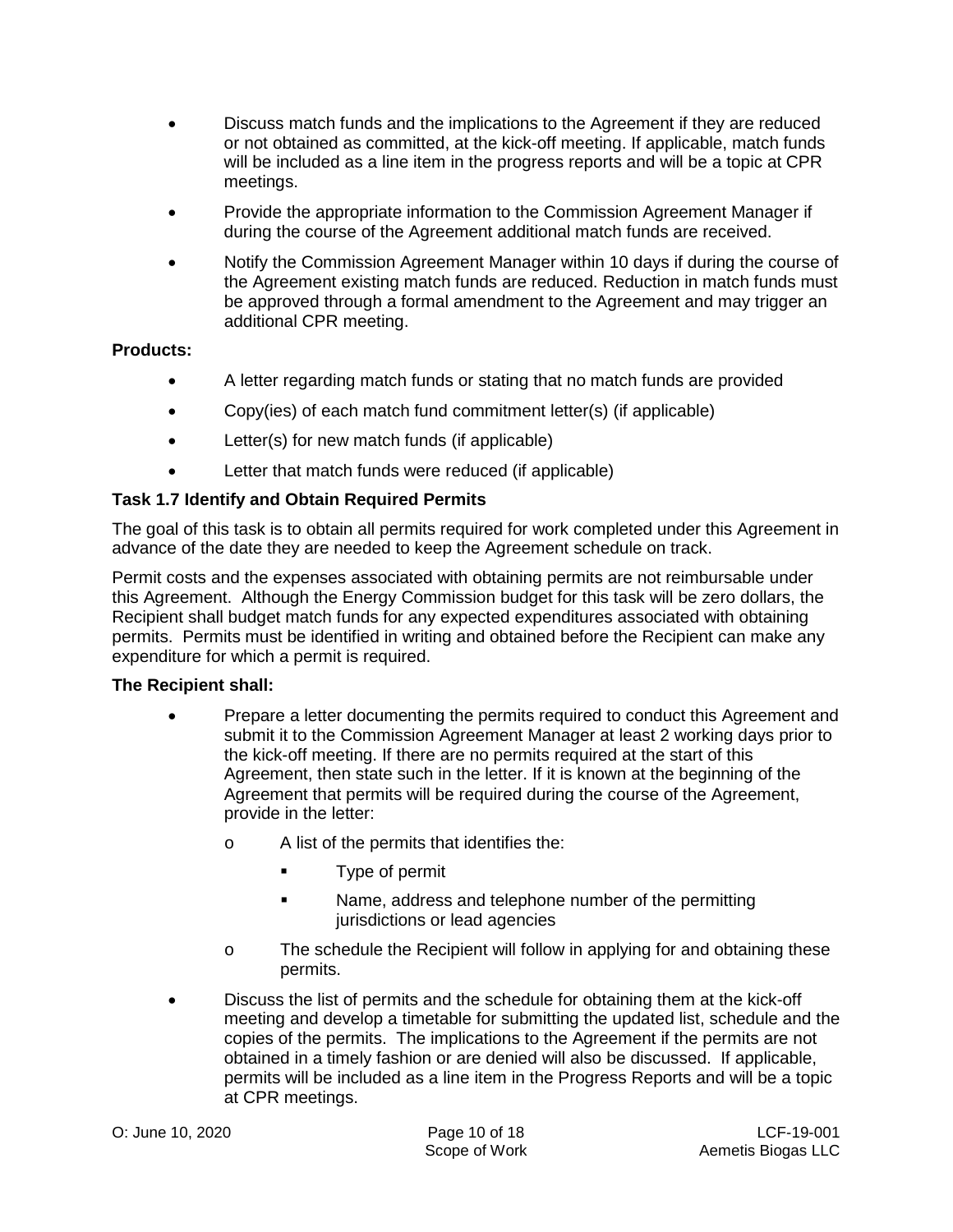- Discuss match funds and the implications to the Agreement if they are reduced or not obtained as committed, at the kick-off meeting. If applicable, match funds will be included as a line item in the progress reports and will be a topic at CPR meetings.
- Provide the appropriate information to the Commission Agreement Manager if during the course of the Agreement additional match funds are received.
- Notify the Commission Agreement Manager within 10 days if during the course of the Agreement existing match funds are reduced. Reduction in match funds must be approved through a formal amendment to the Agreement and may trigger an additional CPR meeting.

**Products:**

- A letter regarding match funds or stating that no match funds are provided
- Copy(ies) of each match fund commitment letter(s) (if applicable)
- Letter(s) for new match funds (if applicable)
- Letter that match funds were reduced (if applicable)

### Task 1.7 Identify and Obtain Required Permits

The goal of this task is to obtain all permits required for work completed under this Agreement in advance of the date they are needed to keep the Agreement schedule on track.

Permit costs and the expenses associated with obtaining permits are not reimbursable under this Agreement. Although the Energy Commission budget for this task will be zero dollars, the Recipient shall budget match funds for any expected expenditures associated with obtaining permits. Permits must be identified in writing and obtained before the Recipient can make any expenditure for which a permit is required.

**The Recipient shall:**

- Prepare a letter documenting the permits required to conduct this Agreement and submit it to the Commission Agreement Manager at least 2 working days prior to the kick-off meeting. If there are no permits required at the start of this Agreement, then state such in the letter. If it is known at the beginning of the Agreement that permits will be required during the course of the Agreement, provide in the letter:
  - A list of the permits that identifies the:
    - Type of permit
    - Name, address and telephone number of the permitting jurisdictions or lead agencies
  - The schedule the Recipient will follow in applying for and obtaining these permits.
- Discuss the list of permits and the schedule for obtaining them at the kick-off meeting and develop a timetable for submitting the updated list, schedule and the copies of the permits. The implications to the Agreement if the permits are not obtained in a timely fashion or are denied will also be discussed. If applicable, permits will be included as a line item in the Progress Reports and will be a topic at CPR meetings.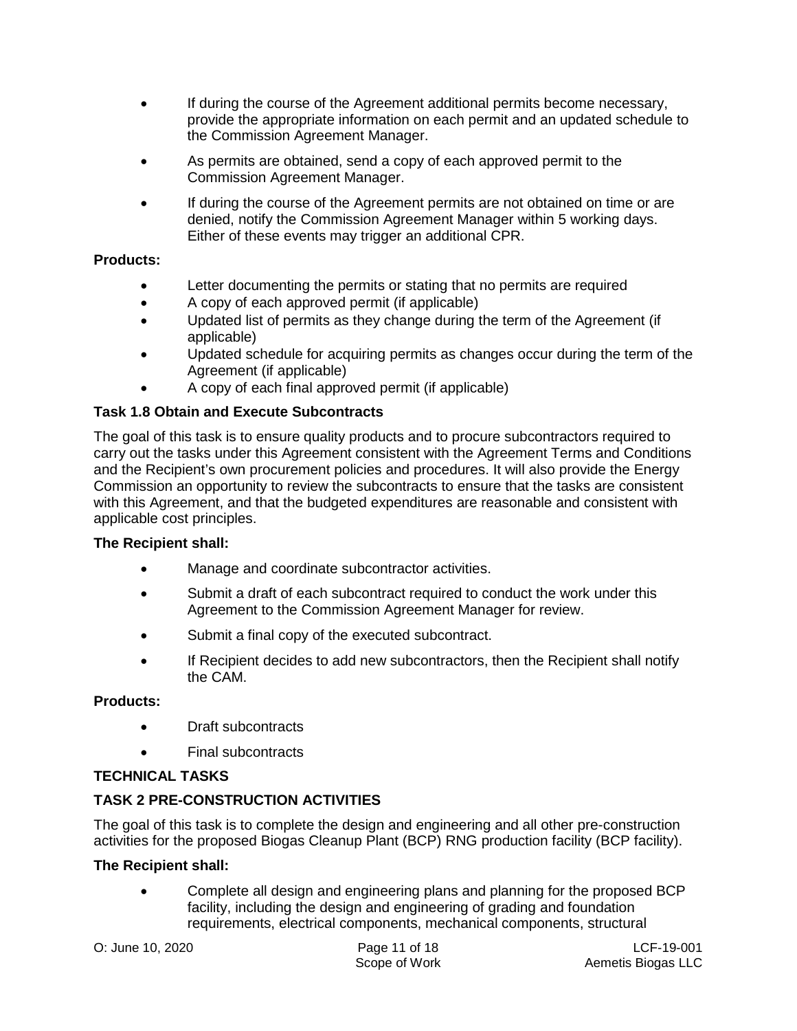- If during the course of the Agreement additional permits become necessary, provide the appropriate information on each permit and an updated schedule to the Commission Agreement Manager.
- As permits are obtained, send a copy of each approved permit to the Commission Agreement Manager.
- If during the course of the Agreement permits are not obtained on time or are denied, notify the Commission Agreement Manager within 5 working days. Either of these events may trigger an additional CPR.

**Products:**

- Letter documenting the permits or stating that no permits are required
- A copy of each approved permit (if applicable)
- Updated list of permits as they change during the term of the Agreement (if applicable)
- Updated schedule for acquiring permits as changes occur during the term of the Agreement (if applicable)
- A copy of each final approved permit (if applicable)

### Task 1.8 Obtain and Execute Subcontracts

The goal of this task is to ensure quality products and to procure subcontractors required to carry out the tasks under this Agreement consistent with the Agreement Terms and Conditions and the Recipient's own procurement policies and procedures. It will also provide the Energy Commission an opportunity to review the subcontracts to ensure that the tasks are consistent with this Agreement, and that the budgeted expenditures are reasonable and consistent with applicable cost principles.

**The Recipient shall:**

- Manage and coordinate subcontractor activities.
- Submit a draft of each subcontract required to conduct the work under this Agreement to the Commission Agreement Manager for review.
- Submit a final copy of the executed subcontract.
- If Recipient decides to add new subcontractors, then the Recipient shall notify the CAM.

**Products:**

- Draft subcontracts
- Final subcontracts

## TECHNICAL TASKS

### TASK 2 PRE-CONSTRUCTION ACTIVITIES

The goal of this task is to complete the design and engineering and all other pre-construction activities for the proposed Biogas Cleanup Plant (BCP) RNG production facility (BCP facility).

**The Recipient shall:**

- Complete all design and engineering plans and planning for the proposed BCP facility, including the design and engineering of grading and foundation requirements, electrical components, mechanical components, structural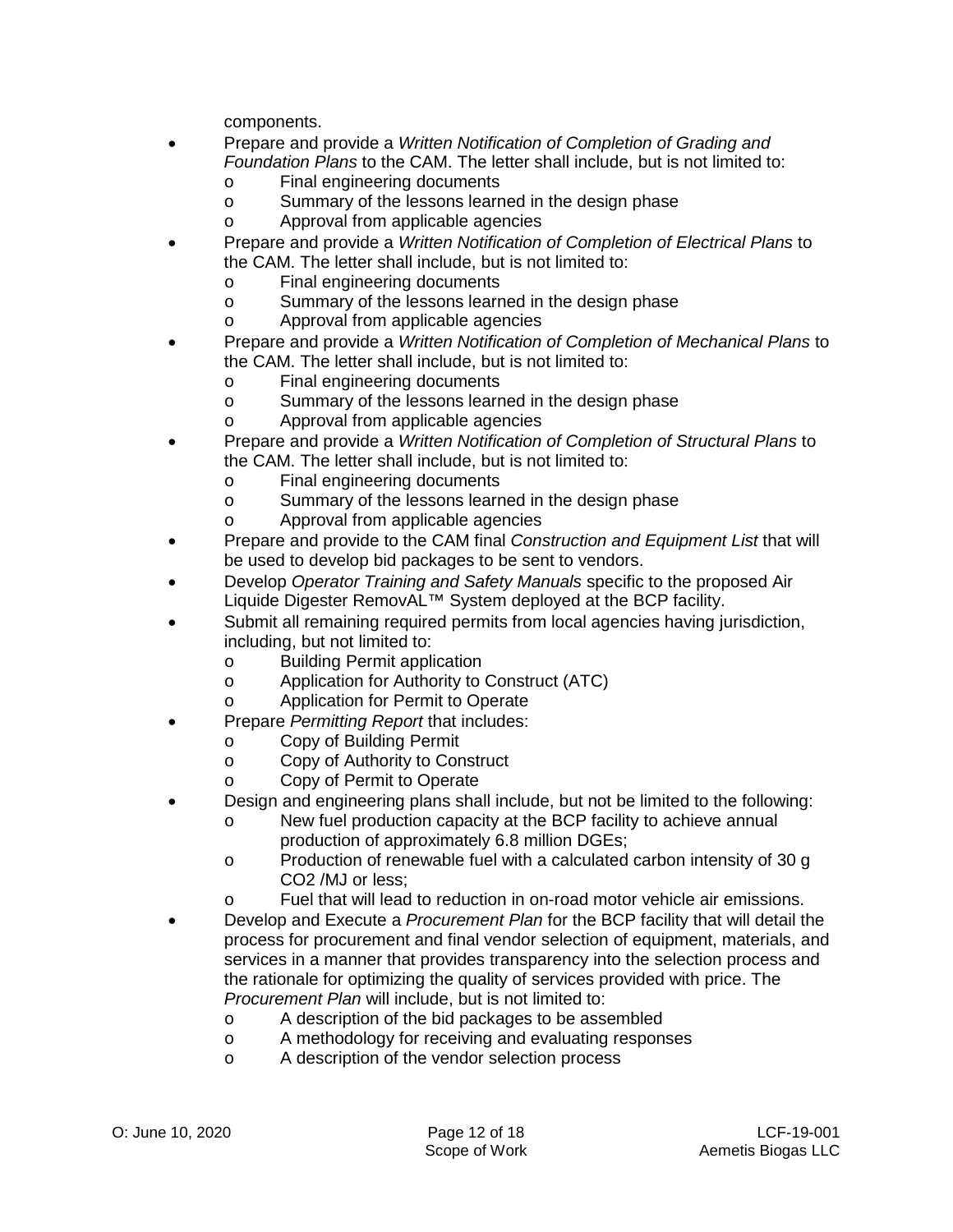components.

- Prepare and provide a *Written Notification of Completion of Grading and Foundation Plans* to the CAM. The letter shall include, but is not limited to:
    - Final engineering documents
    - Summary of the lessons learned in the design phase
    - Approval from applicable agencies
- Prepare and provide a *Written Notification of Completion of Electrical Plans* to the CAM. The letter shall include, but is not limited to:
    - Final engineering documents
    - Summary of the lessons learned in the design phase
    - Approval from applicable agencies
- Prepare and provide a *Written Notification of Completion of Mechanical Plans* to the CAM. The letter shall include, but is not limited to:
    - Final engineering documents
    - Summary of the lessons learned in the design phase
    - Approval from applicable agencies
- Prepare and provide a *Written Notification of Completion of Structural Plans* to the CAM. The letter shall include, but is not limited to:
    - Final engineering documents
    - Summary of the lessons learned in the design phase
    - Approval from applicable agencies
- Prepare and provide to the CAM final *Construction and Equipment List* that will be used to develop bid packages to be sent to vendors.
- Develop *Operator Training and Safety Manuals* specific to the proposed Air Liquide Digester RemovAL™ System deployed at the BCP facility.
- Submit all remaining required permits from local agencies having jurisdiction, including, but not limited to:
    - Building Permit application
    - Application for Authority to Construct (ATC)
    - Application for Permit to Operate
- Prepare *Permitting Report* that includes:
    - Copy of Building Permit
    - Copy of Authority to Construct
    - Copy of Permit to Operate
- Design and engineering plans shall include, but not be limited to the following:
    - New fuel production capacity at the BCP facility to achieve annual production of approximately 6.8 million DGEs;
    - Production of renewable fuel with a calculated carbon intensity of 30 g $CO_2$ /MJ or less;
    - Fuel that will lead to reduction in on-road motor vehicle air emissions.
- Develop and Execute a *Procurement Plan* for the BCP facility that will detail the process for procurement and final vendor selection of equipment, materials, and services in a manner that provides transparency into the selection process and the rationale for optimizing the quality of services provided with price. The *Procurement Plan* will include, but is not limited to:
    - A description of the bid packages to be assembled
    - A methodology for receiving and evaluating responses
    - A description of the vendor selection process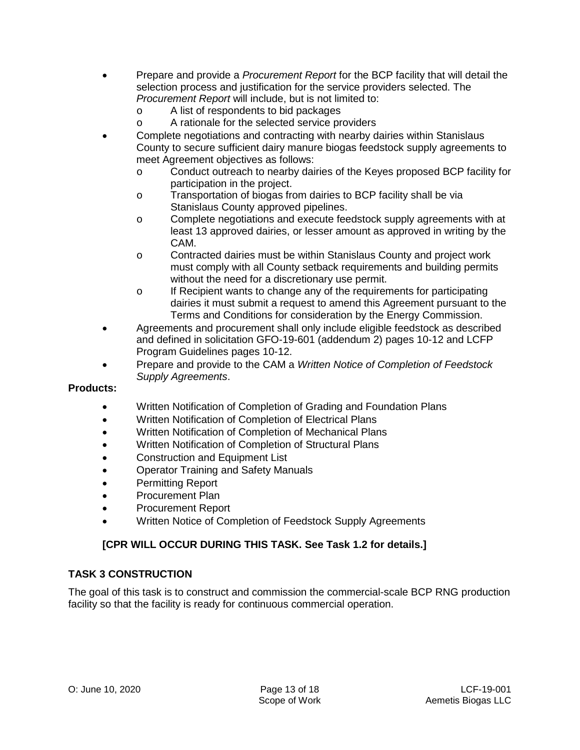- Prepare and provide a *Procurement Report* for the BCP facility that will detail the selection process and justification for the service providers selected. The *Procurement Report* will include, but is not limited to:
    - A list of respondents to bid packages
    - A rationale for the selected service providers
- Complete negotiations and contracting with nearby dairies within Stanislaus County to secure sufficient dairy manure biogas feedstock supply agreements to meet Agreement objectives as follows:
    - Conduct outreach to nearby dairies of the Keyes proposed BCP facility for participation in the project.
    - Transportation of biogas from dairies to BCP facility shall be via Stanislaus County approved pipelines.
    - Complete negotiations and execute feedstock supply agreements with at least 13 approved dairies, or lesser amount as approved in writing by the CAM.
    - Contracted dairies must be within Stanislaus County and project work must comply with all County setback requirements and building permits without the need for a discretionary use permit.
    - If Recipient wants to change any of the requirements for participating dairies it must submit a request to amend this Agreement pursuant to the Terms and Conditions for consideration by the Energy Commission.
- Agreements and procurement shall only include eligible feedstock as described and defined in solicitation GFO-19-601 (addendum 2) pages 10-12 and LCFP Program Guidelines pages 10-12.
- Prepare and provide to the CAM a *Written Notice of Completion of Feedstock Supply Agreements*.

**Products:**

- Written Notification of Completion of Grading and Foundation Plans
- Written Notification of Completion of Electrical Plans
- Written Notification of Completion of Mechanical Plans
- Written Notification of Completion of Structural Plans
- Construction and Equipment List
- Operator Training and Safety Manuals
- Permitting Report
- Procurement Plan
- Procurement Report
- Written Notice of Completion of Feedstock Supply Agreements

**[CPR WILL OCCUR DURING THIS TASK. See Task 1.2 for details.]**

## TASK 3 CONSTRUCTION

The goal of this task is to construct and commission the commercial-scale BCP RNG production facility so that the facility is ready for continuous commercial operation.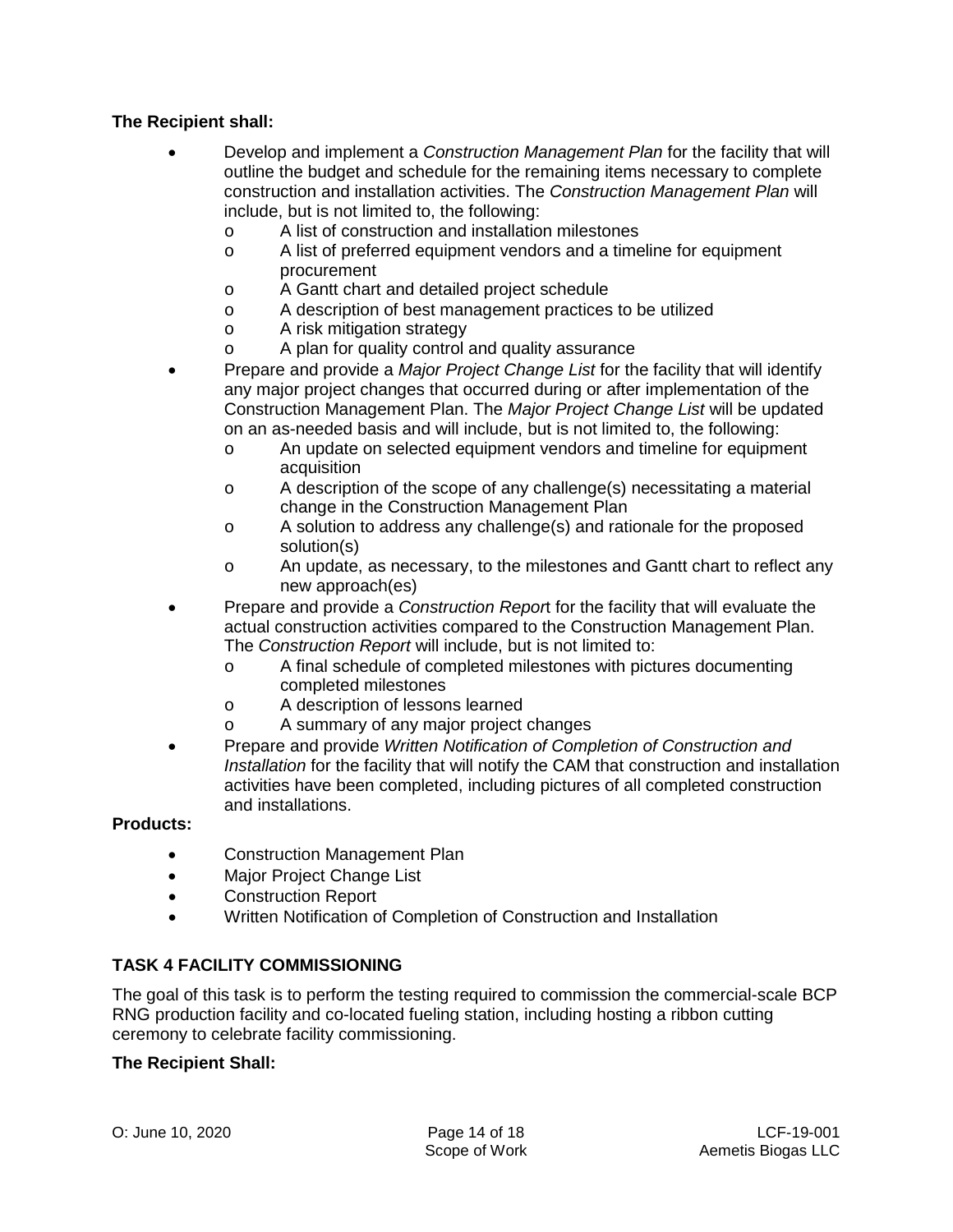**The Recipient shall:**

- Develop and implement a *Construction Management Plan* for the facility that will outline the budget and schedule for the remaining items necessary to complete construction and installation activities. The *Construction Management Plan* will include, but is not limited to, the following:
  - A list of construction and installation milestones
  - A list of preferred equipment vendors and a timeline for equipment procurement
  - A Gantt chart and detailed project schedule
  - A description of best management practices to be utilized
  - A risk mitigation strategy
  - A plan for quality control and quality assurance
- Prepare and provide a *Major Project Change List* for the facility that will identify any major project changes that occurred during or after implementation of the Construction Management Plan. The *Major Project Change List* will be updated on an as-needed basis and will include, but is not limited to, the following:
  - An update on selected equipment vendors and timeline for equipment acquisition
  - A description of the scope of any challenge(s) necessitating a material change in the Construction Management Plan
  - A solution to address any challenge(s) and rationale for the proposed solution(s)
  - An update, as necessary, to the milestones and Gantt chart to reflect any new approach(es)
- Prepare and provide a *Construction Report* for the facility that will evaluate the actual construction activities compared to the Construction Management Plan. The *Construction Report* will include, but is not limited to:
  - A final schedule of completed milestones with pictures documenting completed milestones
  - A description of lessons learned
  - A summary of any major project changes
- Prepare and provide *Written Notification of Completion of Construction and Installation* for the facility that will notify the CAM that construction and installation activities have been completed, including pictures of all completed construction and installations.

**Products:**

- Construction Management Plan
- Major Project Change List
- Construction Report
- Written Notification of Completion of Construction and Installation

## TASK 4 FACILITY COMMISSIONING

The goal of this task is to perform the testing required to commission the commercial-scale BCP RNG production facility and co-located fueling station, including hosting a ribbon cutting ceremony to celebrate facility commissioning.

**The Recipient Shall:**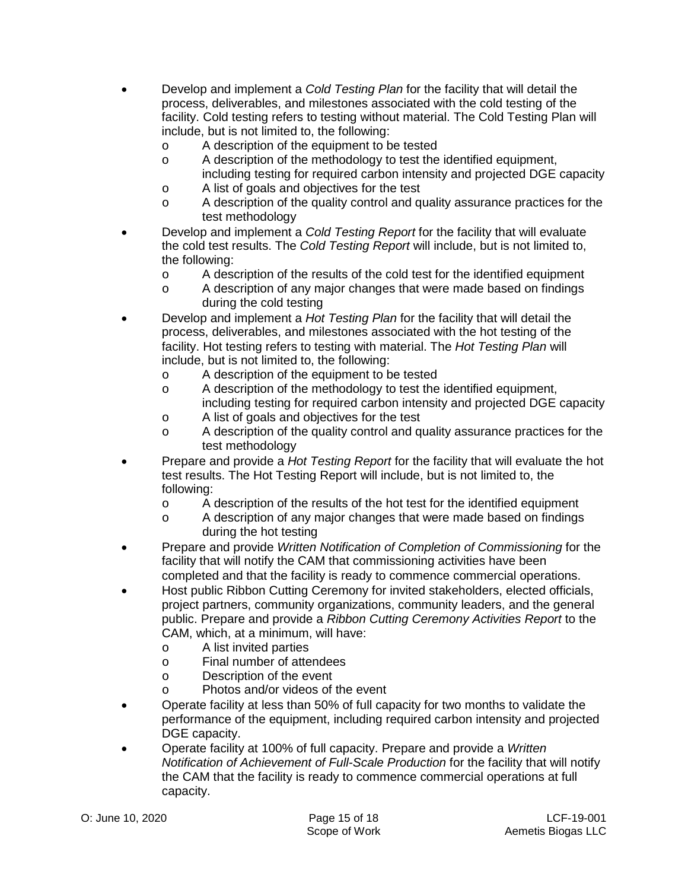- Develop and implement a *Cold Testing Plan* for the facility that will detail the process, deliverables, and milestones associated with the cold testing of the facility. Cold testing refers to testing without material. The Cold Testing Plan will include, but is not limited to, the following:
    - A description of the equipment to be tested
    - A description of the methodology to test the identified equipment, including testing for required carbon intensity and projected DGE capacity
    - A list of goals and objectives for the test
    - A description of the quality control and quality assurance practices for the test methodology
- Develop and implement a *Cold Testing Report* for the facility that will evaluate the cold test results. The *Cold Testing Report* will include, but is not limited to, the following:
    - A description of the results of the cold test for the identified equipment
    - A description of any major changes that were made based on findings during the cold testing
- Develop and implement a *Hot Testing Plan* for the facility that will detail the process, deliverables, and milestones associated with the hot testing of the facility. Hot testing refers to testing with material. The *Hot Testing Plan* will include, but is not limited to, the following:
    - A description of the equipment to be tested
    - A description of the methodology to test the identified equipment, including testing for required carbon intensity and projected DGE capacity
    - A list of goals and objectives for the test
    - A description of the quality control and quality assurance practices for the test methodology
- Prepare and provide a *Hot Testing Report* for the facility that will evaluate the hot test results. The Hot Testing Report will include, but is not limited to, the following:
    - A description of the results of the hot test for the identified equipment
    - A description of any major changes that were made based on findings during the hot testing
- Prepare and provide *Written Notification of Completion of Commissioning* for the facility that will notify the CAM that commissioning activities have been completed and that the facility is ready to commence commercial operations.
- Host public Ribbon Cutting Ceremony for invited stakeholders, elected officials, project partners, community organizations, community leaders, and the general public. Prepare and provide a *Ribbon Cutting Ceremony Activities Report* to the CAM, which, at a minimum, will have:
    - A list invited parties
    - Final number of attendees
    - Description of the event
    - Photos and/or videos of the event
- Operate facility at less than 50% of full capacity for two months to validate the performance of the equipment, including required carbon intensity and projected DGE capacity.
- Operate facility at 100% of full capacity. Prepare and provide a *Written Notification of Achievement of Full-Scale Production* for the facility that will notify the CAM that the facility is ready to commence commercial operations at full capacity.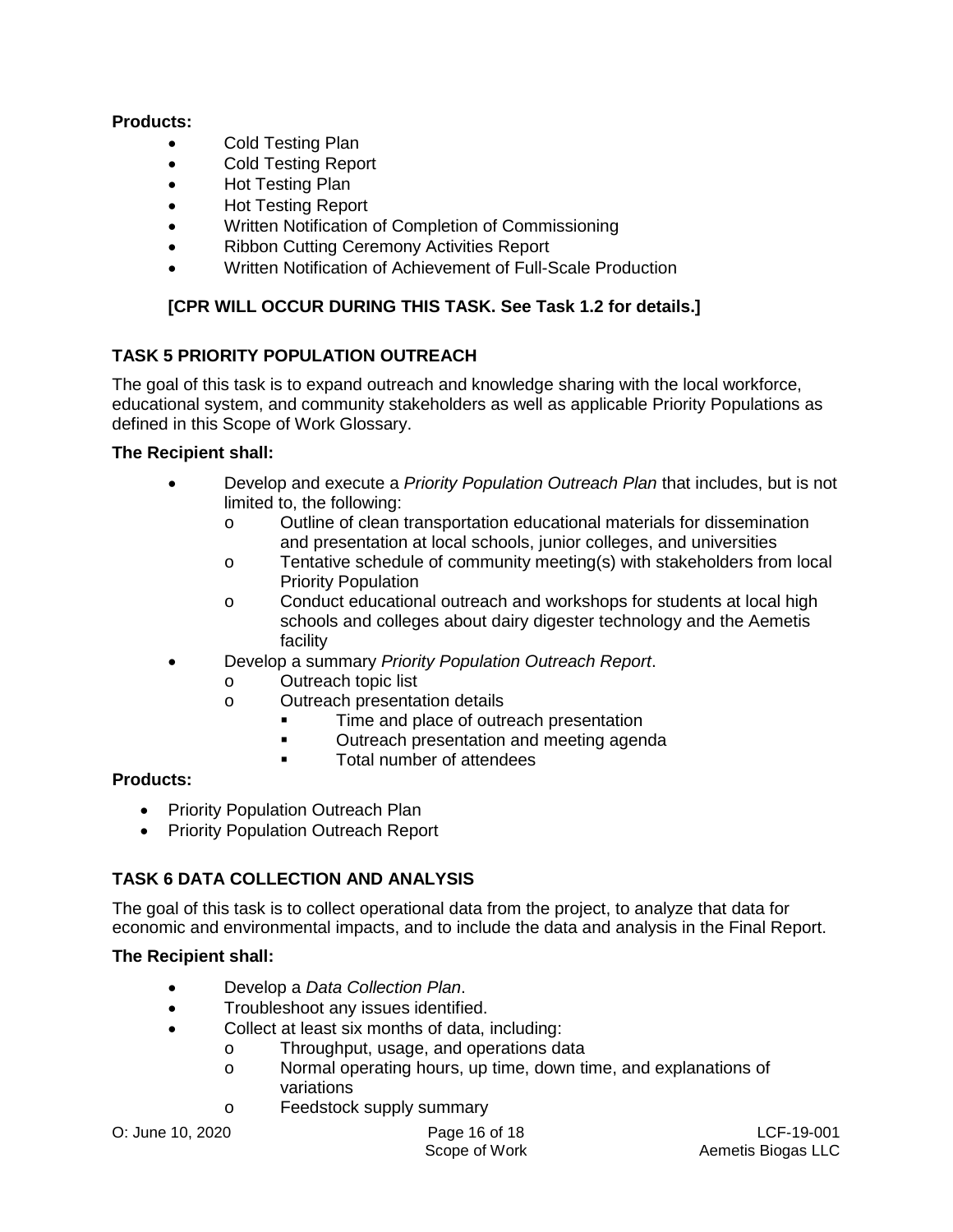**Products:**

- Cold Testing Plan
- Cold Testing Report
- Hot Testing Plan
- Hot Testing Report
- Written Notification of Completion of Commissioning
- Ribbon Cutting Ceremony Activities Report
- Written Notification of Achievement of Full-Scale Production

**[CPR WILL OCCUR DURING THIS TASK. See Task 1.2 for details.]**

## TASK 5 PRIORITY POPULATION OUTREACH

The goal of this task is to expand outreach and knowledge sharing with the local workforce, educational system, and community stakeholders as well as applicable Priority Populations as defined in this Scope of Work Glossary.

**The Recipient shall:**

- Develop and execute a *Priority Population Outreach Plan* that includes, but is not limited to, the following:
  - Outline of clean transportation educational materials for dissemination and presentation at local schools, junior colleges, and universities
  - Tentative schedule of community meeting(s) with stakeholders from local Priority Population
  - Conduct educational outreach and workshops for students at local high schools and colleges about dairy digester technology and the Aemetis facility
- Develop a summary *Priority Population Outreach Report*.
  - Outreach topic list
  - Outreach presentation details
    - Time and place of outreach presentation
    - Outreach presentation and meeting agenda
    - Total number of attendees

**Products:**

- Priority Population Outreach Plan
- Priority Population Outreach Report

## TASK 6 DATA COLLECTION AND ANALYSIS

The goal of this task is to collect operational data from the project, to analyze that data for economic and environmental impacts, and to include the data and analysis in the Final Report.

**The Recipient shall:**

- Develop a *Data Collection Plan*.
- Troubleshoot any issues identified.
- Collect at least six months of data, including:
  - Throughput, usage, and operations data
  - Normal operating hours, up time, down time, and explanations of variations
  - Feedstock supply summary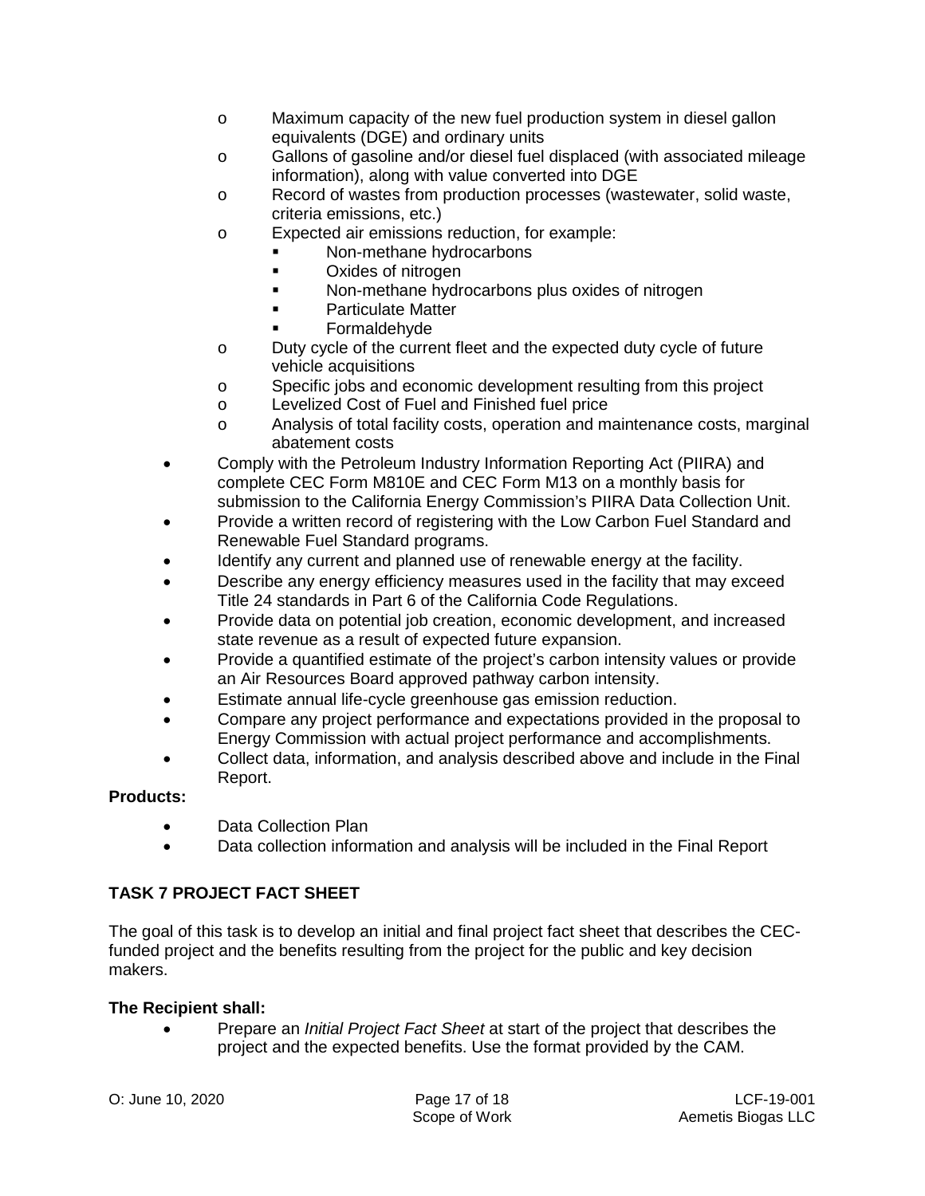- Maximum capacity of the new fuel production system in diesel gallon equivalents (DGE) and ordinary units
  - Gallons of gasoline and/or diesel fuel displaced (with associated mileage information), along with value converted into DGE
  - Record of wastes from production processes (wastewater, solid waste, criteria emissions, etc.)
  - Expected air emissions reduction, for example:
    - Non-methane hydrocarbons
    - Oxides of nitrogen
    - Non-methane hydrocarbons plus oxides of nitrogen
    - Particulate Matter
    - Formaldehyde
  - Duty cycle of the current fleet and the expected duty cycle of future vehicle acquisitions
  - Specific jobs and economic development resulting from this project
  - Levelized Cost of Fuel and Finished fuel price
  - Analysis of total facility costs, operation and maintenance costs, marginal abatement costs
- Comply with the Petroleum Industry Information Reporting Act (PIIRA) and complete CEC Form M810E and CEC Form M13 on a monthly basis for submission to the California Energy Commission's PIIRA Data Collection Unit.
- Provide a written record of registering with the Low Carbon Fuel Standard and Renewable Fuel Standard programs.
- Identify any current and planned use of renewable energy at the facility.
- Describe any energy efficiency measures used in the facility that may exceed Title 24 standards in Part 6 of the California Code Regulations.
- Provide data on potential job creation, economic development, and increased state revenue as a result of expected future expansion.
- Provide a quantified estimate of the project's carbon intensity values or provide an Air Resources Board approved pathway carbon intensity.
- Estimate annual life-cycle greenhouse gas emission reduction.
- Compare any project performance and expectations provided in the proposal to Energy Commission with actual project performance and accomplishments.
- Collect data, information, and analysis described above and include in the Final Report.

**Products:**

- Data Collection Plan
- Data collection information and analysis will be included in the Final Report

## TASK 7 PROJECT FACT SHEET

The goal of this task is to develop an initial and final project fact sheet that describes the CEC-funded project and the benefits resulting from the project for the public and key decision makers.

**The Recipient shall:**

- Prepare an *Initial Project Fact Sheet* at start of the project that describes the project and the expected benefits. Use the format provided by the CAM.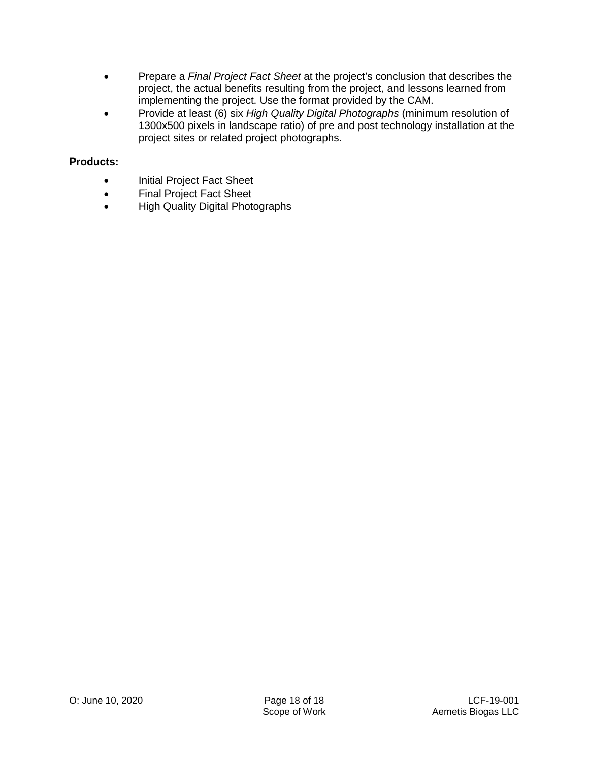- Prepare a *Final Project Fact Sheet* at the project's conclusion that describes the project, the actual benefits resulting from the project, and lessons learned from implementing the project. Use the format provided by the CAM.
- Provide at least (6) six *High Quality Digital Photographs* (minimum resolution of 1300x500 pixels in landscape ratio) of pre and post technology installation at the project sites or related project photographs.

**Products:**

- Initial Project Fact Sheet
- Final Project Fact Sheet
- High Quality Digital Photographs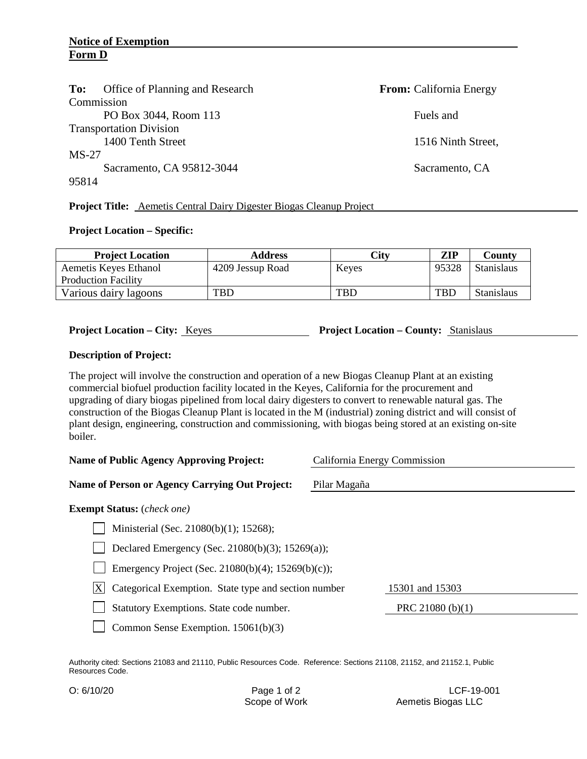**Notice of Exemption**
**Form D**

**To:** Office of Planning and Research
PO Box 3044, Room 113
1400 Tenth Street
Sacramento, CA 95812-3044

**From:** California Energy Commission
Fuels and Transportation Division
1516 Ninth Street, MS-27
Sacramento, CA 95814

**Project Title:** Aemetis Central Dairy Digester Biogas Cleanup Project

**Project Location – Specific:**

| Project Location | Address | City | ZIP | County |
|---|---|---|---|---|
| Aemetis Keyes Ethanol Production Facility | 4209 Jessup Road | Keyes | 95328 | Stanislaus |
| Various dairy lagoons | TBD | TBD | TBD | Stanislaus |

**Project Location – City:** Keyes **Project Location – County:** Stanislaus

**Description of Project:**

The project will involve the construction and operation of a new Biogas Cleanup Plant at an existing commercial biofuel production facility located in the Keyes, California for the procurement and upgrading of diary biogas pipelined from local dairy digesters to convert to renewable natural gas. The construction of the Biogas Cleanup Plant is located in the M (industrial) zoning district and will consist of plant design, engineering, construction and commissioning, with biogas being stored at an existing on-site boiler.

**Name of Public Agency Approving Project:** California Energy Commission

**Name of Person or Agency Carrying Out Project:** Pilar Magaña

**Exempt Status:** *(check one)*

- [ ] Ministerial (Sec. 21080(b)(1); 15268);
- [ ] Declared Emergency (Sec. 21080(b)(3); 15269(a));
- [ ] Emergency Project (Sec. 21080(b)(4); 15269(b)(c));
- [X] Categorical Exemption. State type and section number 15301 and 15303
- [ ] Statutory Exemptions. State code number. PRC 21080 (b)(1)
- [ ] Common Sense Exemption. 15061(b)(3)

Authority cited: Sections 21083 and 21110, Public Resources Code. Reference: Sections 21108, 21152, and 21152.1, Public Resources Code.

O: 6/10/20 Scope of Work LCF-19-001 Aemetis Biogas LLC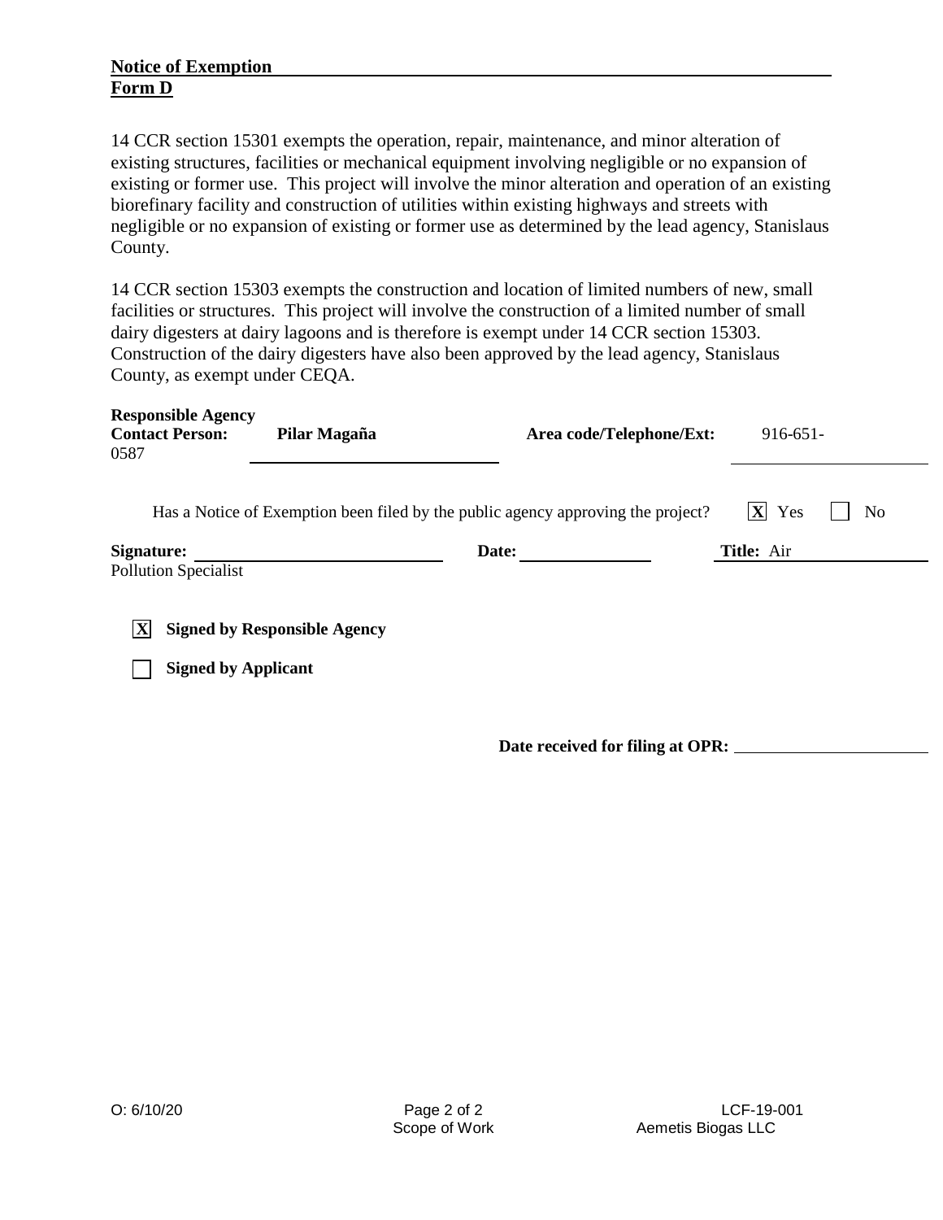**Notice of Exemption**
**Form D**

14 CCR section 15301 exempts the operation, repair, maintenance, and minor alteration of existing structures, facilities or mechanical equipment involving negligible or no expansion of existing or former use. This project will involve the minor alteration and operation of an existing biorefinary facility and construction of utilities within existing highways and streets with negligible or no expansion of existing or former use as determined by the lead agency, Stanislaus County.

14 CCR section 15303 exempts the construction and location of limited numbers of new, small facilities or structures. This project will involve the construction of a limited number of small dairy digesters at dairy lagoons and is therefore is exempt under 14 CCR section 15303. Construction of the dairy digesters have also been approved by the lead agency, Stanislaus County, as exempt under CEQA.

**Responsible Agency Contact Person:** **Pilar Magaña** **Area code/Telephone/Ext:** 916-651-0587

Has a Notice of Exemption been filed by the public agency approving the project? [X] Yes [ ] No

**Signature:** ____________ **Date:** ____________ **Title:** Air Pollution Specialist

[X] **Signed by Responsible Agency**

[ ] **Signed by Applicant**

**Date received for filing at OPR:** ____________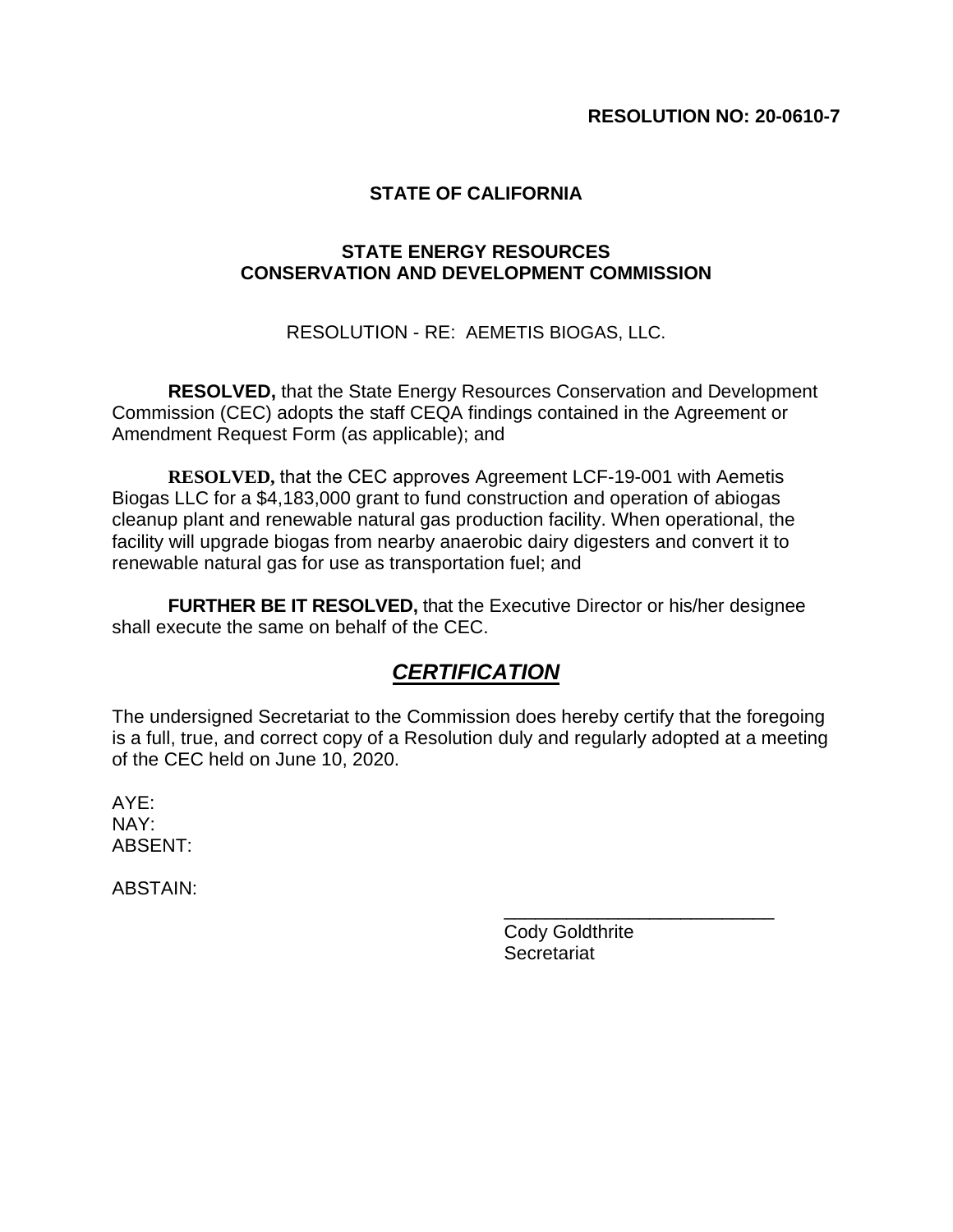**RESOLUTION NO: 20-0610-7**

**STATE OF CALIFORNIA**

**STATE ENERGY RESOURCES
CONSERVATION AND DEVELOPMENT COMMISSION**

RESOLUTION - RE: AEMETIS BIOGAS, LLC.

**RESOLVED,** that the State Energy Resources Conservation and Development Commission (CEC) adopts the staff CEQA findings contained in the Agreement or Amendment Request Form (as applicable); and

**RESOLVED,** that the CEC approves Agreement LCF-19-001 with Aemetis Biogas LLC for a $4,183,000 grant to fund construction and operation of abiogas cleanup plant and renewable natural gas production facility. When operational, the facility will upgrade biogas from nearby anaerobic dairy digesters and convert it to renewable natural gas for use as transportation fuel; and

**FURTHER BE IT RESOLVED,** that the Executive Director or his/her designee shall execute the same on behalf of the CEC.

## ***CERTIFICATION***

The undersigned Secretariat to the Commission does hereby certify that the foregoing is a full, true, and correct copy of a Resolution duly and regularly adopted at a meeting of the CEC held on June 10, 2020.

AYE:
NAY:
ABSENT:

ABSTAIN:

\_\_\_\_\_\_\_\_\_\_\_\_\_\_\_\_\_\_\_\_\_\_\_\_\_\_
Cody Goldthrite
Secretariat